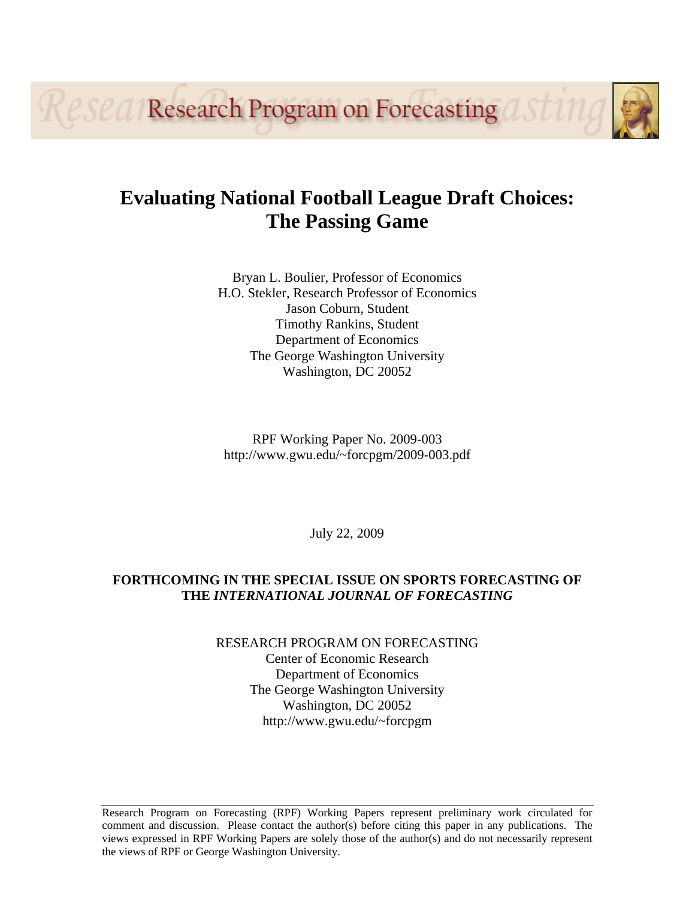Research Program on Forecasting

# Evaluating National Football League Draft Choices: The Passing Game

Bryan L. Boulier, Professor of Economics
H.O. Stekler, Research Professor of Economics
Jason Coburn, Student
Timothy Rankins, Student
Department of Economics
The George Washington University
Washington, DC 20052

RPF Working Paper No. 2009-003
http://www.gwu.edu/~forcpgm/2009-003.pdf

July 22, 2009

**FORTHCOMING IN THE SPECIAL ISSUE ON SPORTS FORECASTING OF THE *INTERNATIONAL JOURNAL OF FORECASTING***

RESEARCH PROGRAM ON FORECASTING
Center of Economic Research
Department of Economics
The George Washington University
Washington, DC 20052
http://www.gwu.edu/~forcpgm

Research Program on Forecasting (RPF) Working Papers represent preliminary work circulated for comment and discussion. Please contact the author(s) before citing this paper in any publications. The views expressed in RPF Working Papers are solely those of the author(s) and do not necessarily represent the views of RPF or George Washington University.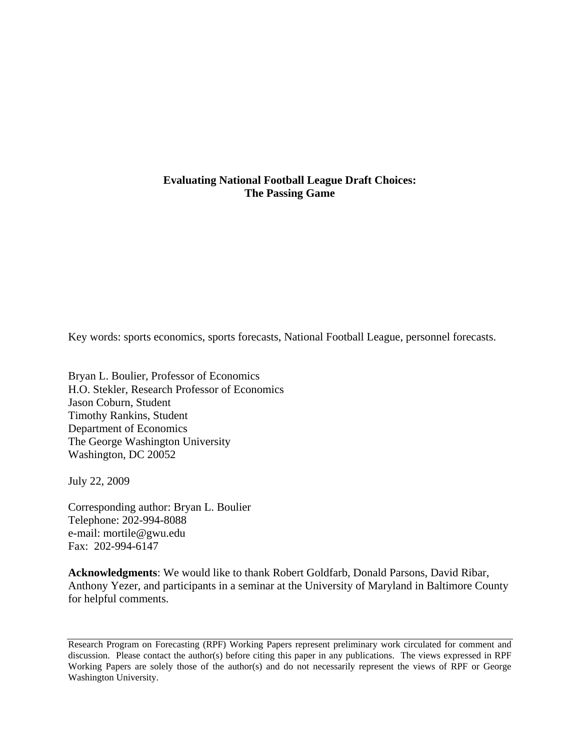**Evaluating National Football League Draft Choices:**
**The Passing Game**

Key words: sports economics, sports forecasts, National Football League, personnel forecasts.

Bryan L. Boulier, Professor of Economics
H.O. Stekler, Research Professor of Economics
Jason Coburn, Student
Timothy Rankins, Student
Department of Economics
The George Washington University
Washington, DC 20052

July 22, 2009

Corresponding author: Bryan L. Boulier
Telephone: 202-994-8088
e-mail: mortile@gwu.edu
Fax: 202-994-6147

**Acknowledgments**: We would like to thank Robert Goldfarb, Donald Parsons, David Ribar, Anthony Yezer, and participants in a seminar at the University of Maryland in Baltimore County for helpful comments.

---

Research Program on Forecasting (RPF) Working Papers represent preliminary work circulated for comment and discussion. Please contact the author(s) before citing this paper in any publications. The views expressed in RPF Working Papers are solely those of the author(s) and do not necessarily represent the views of RPF or George Washington University.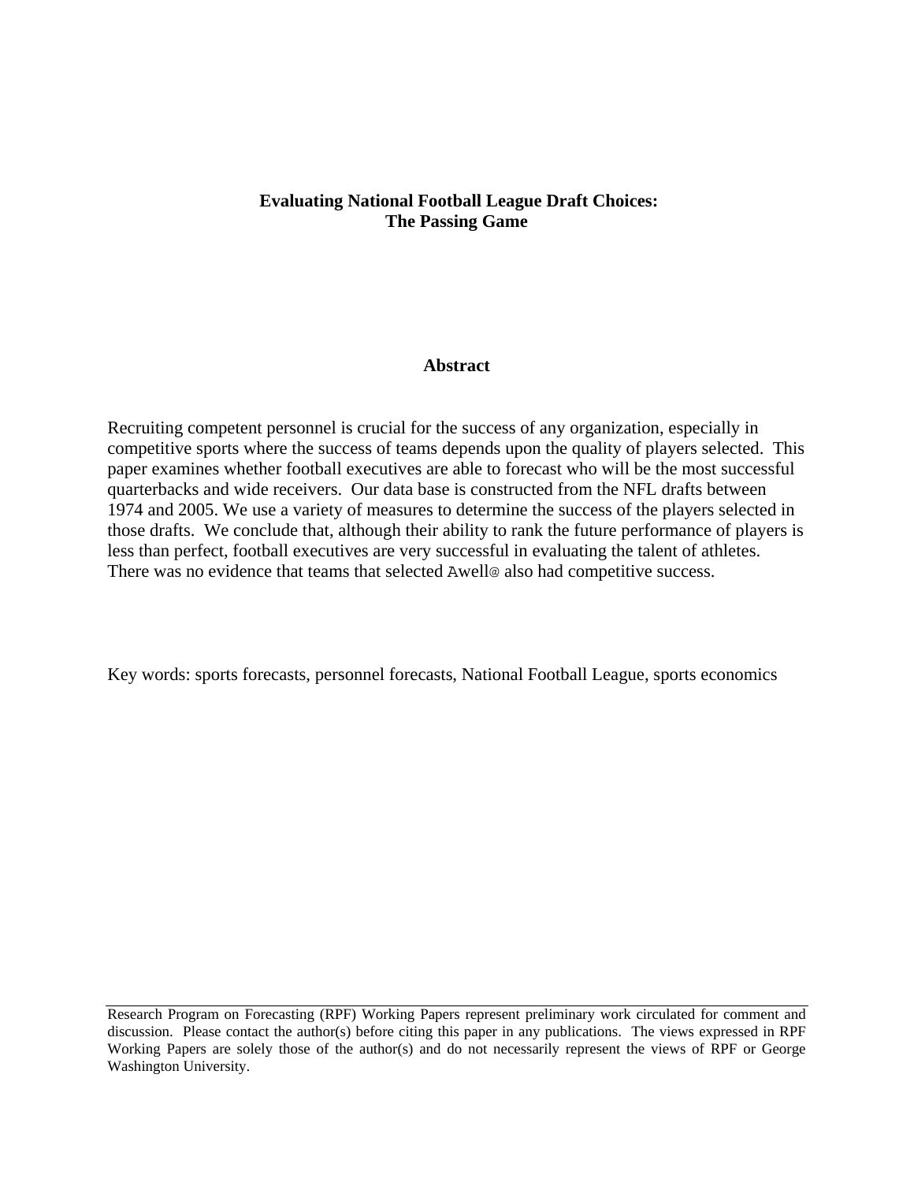**Evaluating National Football League Draft Choices:**
**The Passing Game**

**Abstract**

Recruiting competent personnel is crucial for the success of any organization, especially in competitive sports where the success of teams depends upon the quality of players selected. This paper examines whether football executives are able to forecast who will be the most successful quarterbacks and wide receivers. Our data base is constructed from the NFL drafts between 1974 and 2005. We use a variety of measures to determine the success of the players selected in those drafts. We conclude that, although their ability to rank the future performance of players is less than perfect, football executives are very successful in evaluating the talent of athletes. There was no evidence that teams that selected Awell@ also had competitive success.

Key words: sports forecasts, personnel forecasts, National Football League, sports economics

Research Program on Forecasting (RPF) Working Papers represent preliminary work circulated for comment and discussion. Please contact the author(s) before citing this paper in any publications. The views expressed in RPF Working Papers are solely those of the author(s) and do not necessarily represent the views of RPF or George Washington University.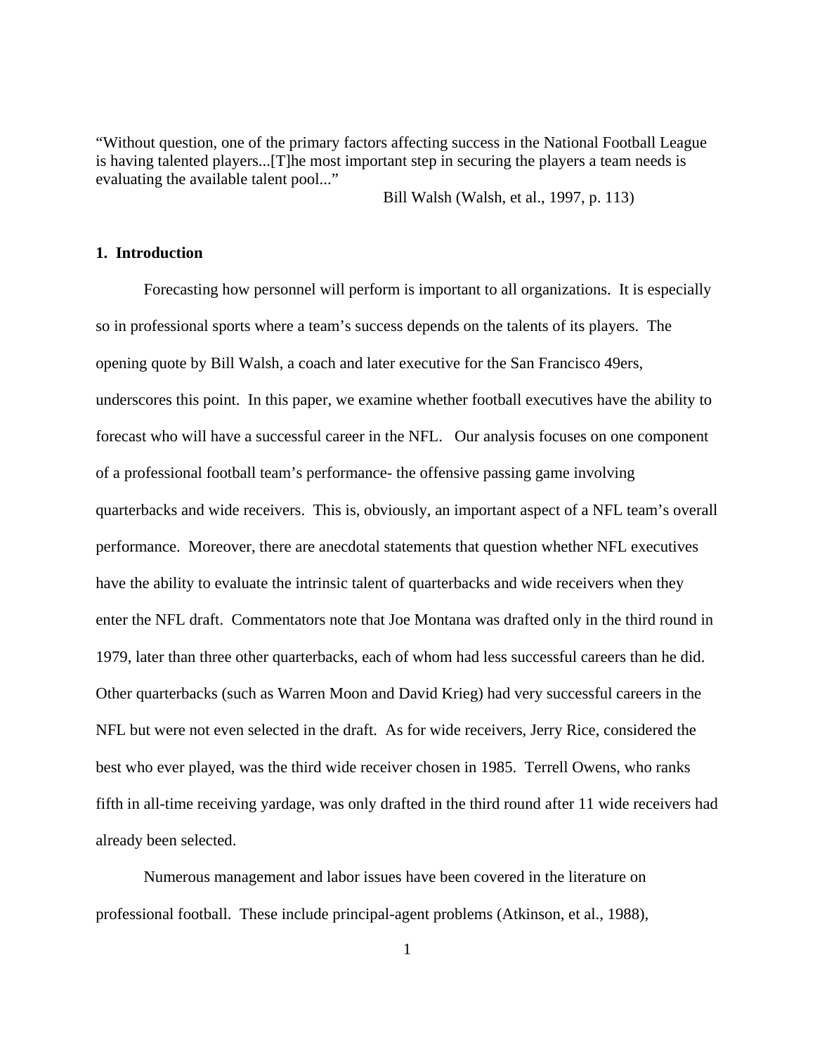"Without question, one of the primary factors affecting success in the National Football League is having talented players...[T]he most important step in securing the players a team needs is evaluating the available talent pool..."

Bill Walsh (Walsh, et al., 1997, p. 113)

## 1. Introduction

Forecasting how personnel will perform is important to all organizations. It is especially so in professional sports where a team's success depends on the talents of its players. The opening quote by Bill Walsh, a coach and later executive for the San Francisco 49ers, underscores this point. In this paper, we examine whether football executives have the ability to forecast who will have a successful career in the NFL. Our analysis focuses on one component of a professional football team's performance- the offensive passing game involving quarterbacks and wide receivers. This is, obviously, an important aspect of a NFL team's overall performance. Moreover, there are anecdotal statements that question whether NFL executives have the ability to evaluate the intrinsic talent of quarterbacks and wide receivers when they enter the NFL draft. Commentators note that Joe Montana was drafted only in the third round in 1979, later than three other quarterbacks, each of whom had less successful careers than he did. Other quarterbacks (such as Warren Moon and David Krieg) had very successful careers in the NFL but were not even selected in the draft. As for wide receivers, Jerry Rice, considered the best who ever played, was the third wide receiver chosen in 1985. Terrell Owens, who ranks fifth in all-time receiving yardage, was only drafted in the third round after 11 wide receivers had already been selected.

Numerous management and labor issues have been covered in the literature on professional football. These include principal-agent problems (Atkinson, et al., 1988),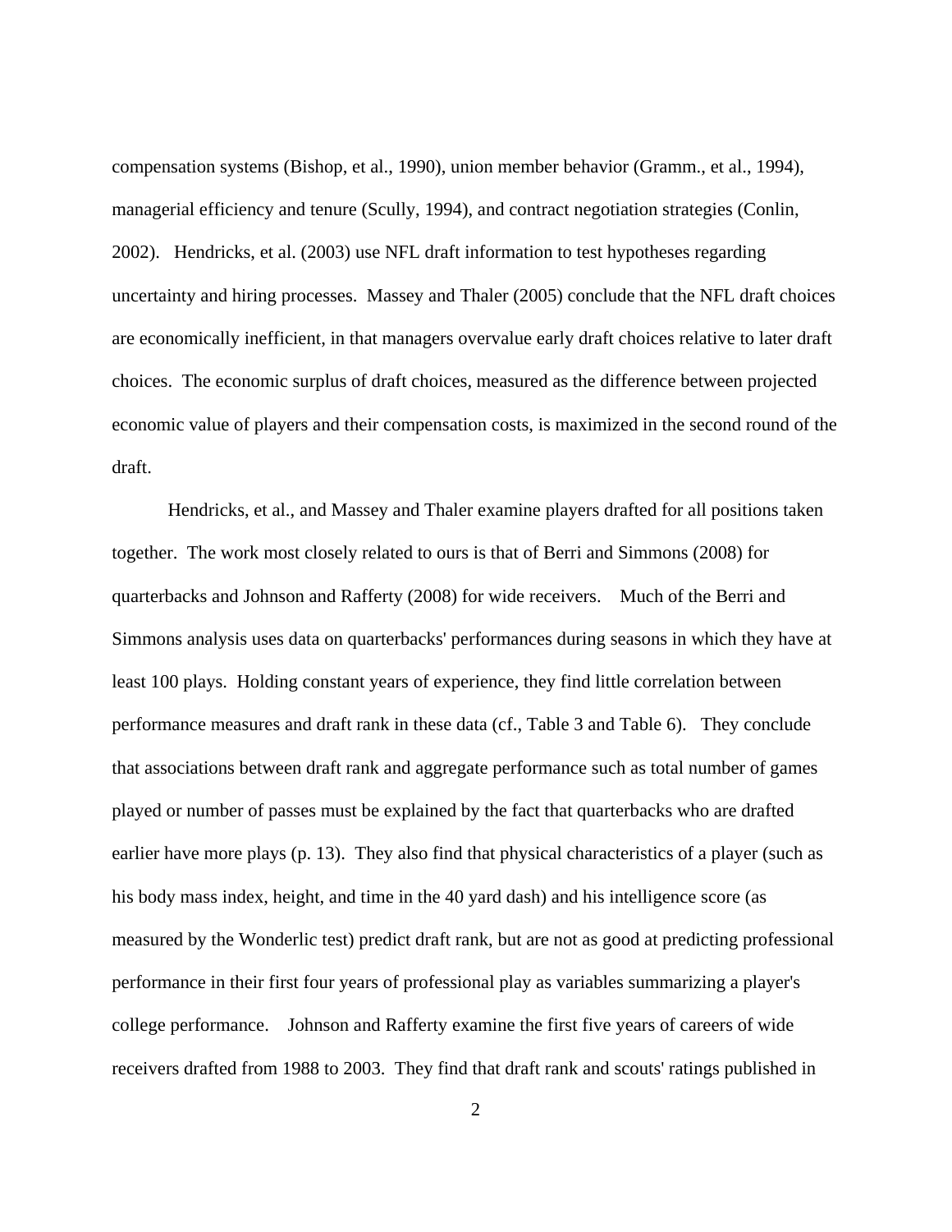compensation systems (Bishop, et al., 1990), union member behavior (Gramm., et al., 1994), managerial efficiency and tenure (Scully, 1994), and contract negotiation strategies (Conlin, 2002). Hendricks, et al. (2003) use NFL draft information to test hypotheses regarding uncertainty and hiring processes. Massey and Thaler (2005) conclude that the NFL draft choices are economically inefficient, in that managers overvalue early draft choices relative to later draft choices. The economic surplus of draft choices, measured as the difference between projected economic value of players and their compensation costs, is maximized in the second round of the draft.

Hendricks, et al., and Massey and Thaler examine players drafted for all positions taken together. The work most closely related to ours is that of Berri and Simmons (2008) for quarterbacks and Johnson and Rafferty (2008) for wide receivers. Much of the Berri and Simmons analysis uses data on quarterbacks' performances during seasons in which they have at least 100 plays. Holding constant years of experience, they find little correlation between performance measures and draft rank in these data (cf., Table 3 and Table 6). They conclude that associations between draft rank and aggregate performance such as total number of games played or number of passes must be explained by the fact that quarterbacks who are drafted earlier have more plays (p. 13). They also find that physical characteristics of a player (such as his body mass index, height, and time in the 40 yard dash) and his intelligence score (as measured by the Wonderlic test) predict draft rank, but are not as good at predicting professional performance in their first four years of professional play as variables summarizing a player's college performance. Johnson and Rafferty examine the first five years of careers of wide receivers drafted from 1988 to 2003. They find that draft rank and scouts' ratings published in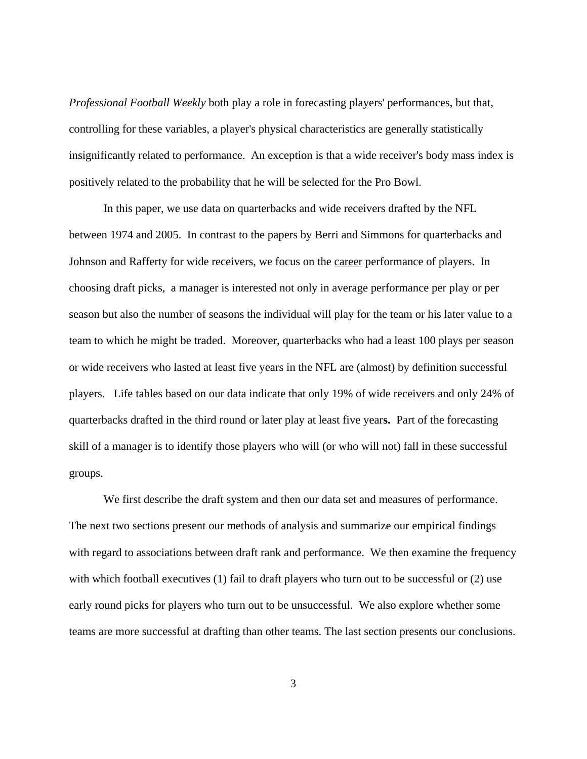*Professional Football Weekly* both play a role in forecasting players' performances, but that, controlling for these variables, a player's physical characteristics are generally statistically insignificantly related to performance. An exception is that a wide receiver's body mass index is positively related to the probability that he will be selected for the Pro Bowl.

In this paper, we use data on quarterbacks and wide receivers drafted by the NFL between 1974 and 2005. In contrast to the papers by Berri and Simmons for quarterbacks and Johnson and Rafferty for wide receivers, we focus on the <u>career</u> performance of players. In choosing draft picks, a manager is interested not only in average performance per play or per season but also the number of seasons the individual will play for the team or his later value to a team to which he might be traded. Moreover, quarterbacks who had a least 100 plays per season or wide receivers who lasted at least five years in the NFL are (almost) by definition successful players. Life tables based on our data indicate that only 19% of wide receivers and only 24% of quarterbacks drafted in the third round or later play at least five year**s.** Part of the forecasting skill of a manager is to identify those players who will (or who will not) fall in these successful groups.

We first describe the draft system and then our data set and measures of performance. The next two sections present our methods of analysis and summarize our empirical findings with regard to associations between draft rank and performance. We then examine the frequency with which football executives (1) fail to draft players who turn out to be successful or (2) use early round picks for players who turn out to be unsuccessful. We also explore whether some teams are more successful at drafting than other teams. The last section presents our conclusions.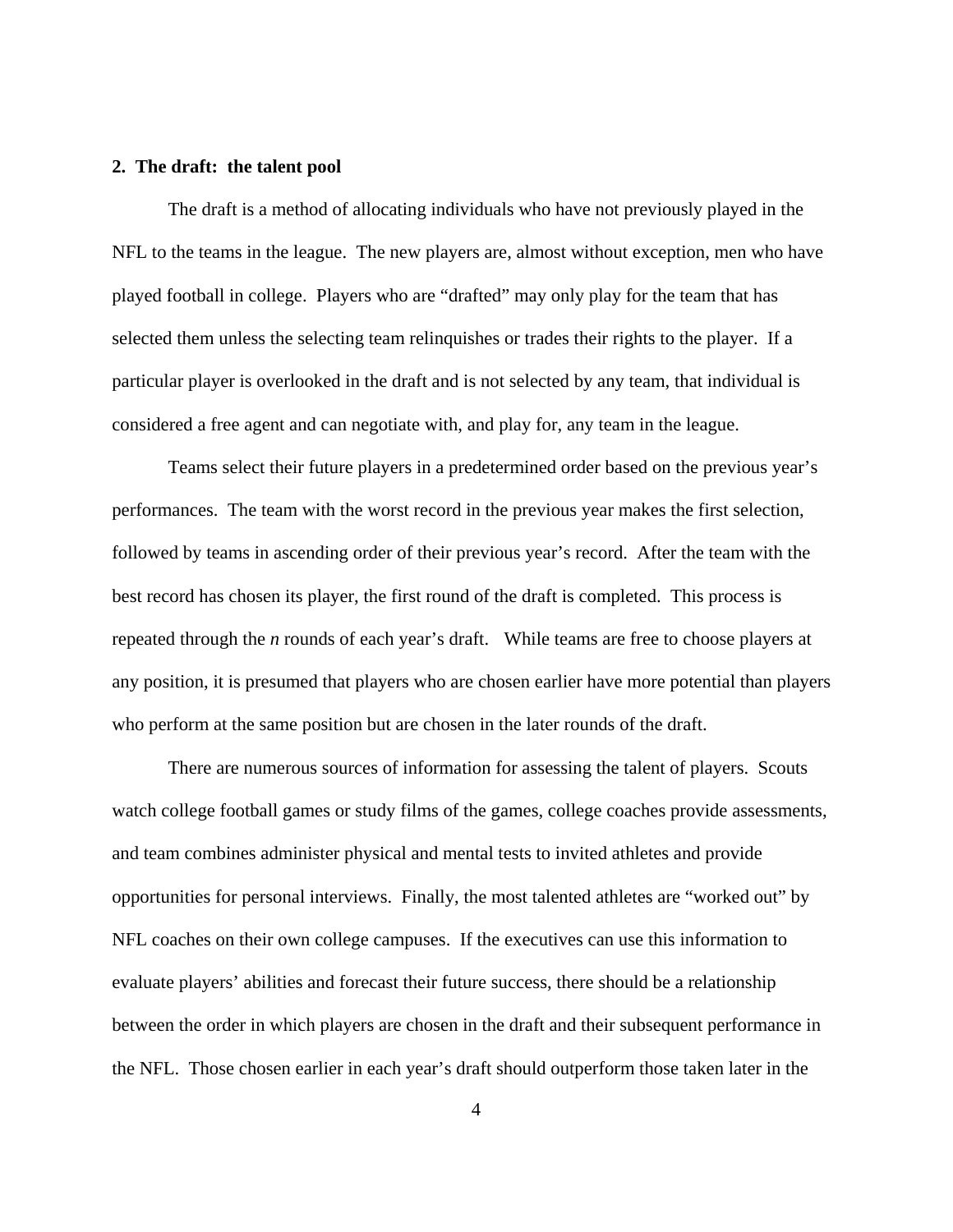## 2. The draft: the talent pool

The draft is a method of allocating individuals who have not previously played in the NFL to the teams in the league. The new players are, almost without exception, men who have played football in college. Players who are "drafted" may only play for the team that has selected them unless the selecting team relinquishes or trades their rights to the player. If a particular player is overlooked in the draft and is not selected by any team, that individual is considered a free agent and can negotiate with, and play for, any team in the league.

Teams select their future players in a predetermined order based on the previous year's performances. The team with the worst record in the previous year makes the first selection, followed by teams in ascending order of their previous year's record. After the team with the best record has chosen its player, the first round of the draft is completed. This process is repeated through the *n* rounds of each year's draft. While teams are free to choose players at any position, it is presumed that players who are chosen earlier have more potential than players who perform at the same position but are chosen in the later rounds of the draft.

There are numerous sources of information for assessing the talent of players. Scouts watch college football games or study films of the games, college coaches provide assessments, and team combines administer physical and mental tests to invited athletes and provide opportunities for personal interviews. Finally, the most talented athletes are "worked out" by NFL coaches on their own college campuses. If the executives can use this information to evaluate players' abilities and forecast their future success, there should be a relationship between the order in which players are chosen in the draft and their subsequent performance in the NFL. Those chosen earlier in each year's draft should outperform those taken later in the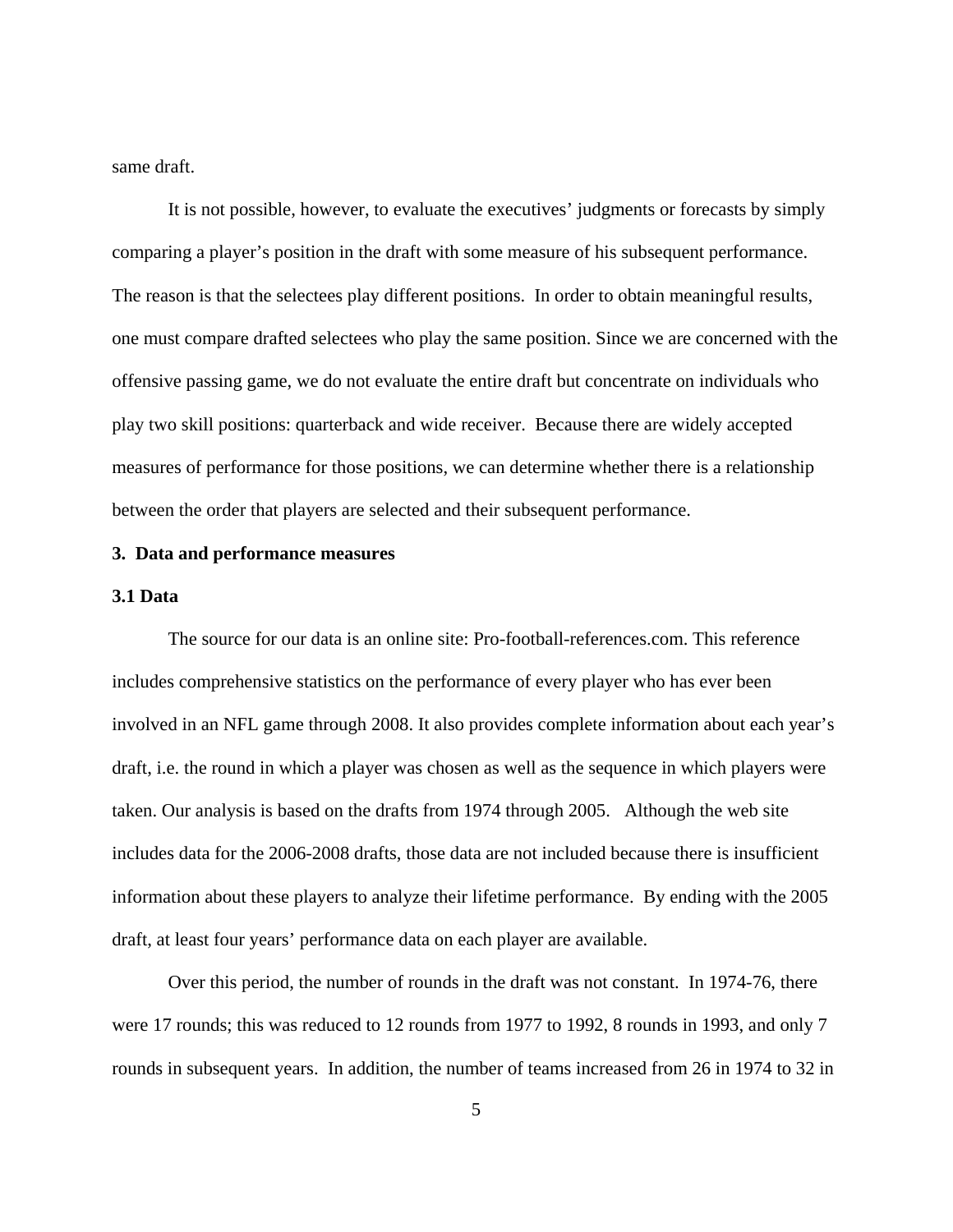same draft.

It is not possible, however, to evaluate the executives' judgments or forecasts by simply comparing a player's position in the draft with some measure of his subsequent performance. The reason is that the selectees play different positions. In order to obtain meaningful results, one must compare drafted selectees who play the same position. Since we are concerned with the offensive passing game, we do not evaluate the entire draft but concentrate on individuals who play two skill positions: quarterback and wide receiver. Because there are widely accepted measures of performance for those positions, we can determine whether there is a relationship between the order that players are selected and their subsequent performance.

## 3. Data and performance measures

### 3.1 Data

The source for our data is an online site: Pro-football-references.com. This reference includes comprehensive statistics on the performance of every player who has ever been involved in an NFL game through 2008. It also provides complete information about each year's draft, i.e. the round in which a player was chosen as well as the sequence in which players were taken. Our analysis is based on the drafts from 1974 through 2005. Although the web site includes data for the 2006-2008 drafts, those data are not included because there is insufficient information about these players to analyze their lifetime performance. By ending with the 2005 draft, at least four years' performance data on each player are available.

Over this period, the number of rounds in the draft was not constant. In 1974-76, there were 17 rounds; this was reduced to 12 rounds from 1977 to 1992, 8 rounds in 1993, and only 7 rounds in subsequent years. In addition, the number of teams increased from 26 in 1974 to 32 in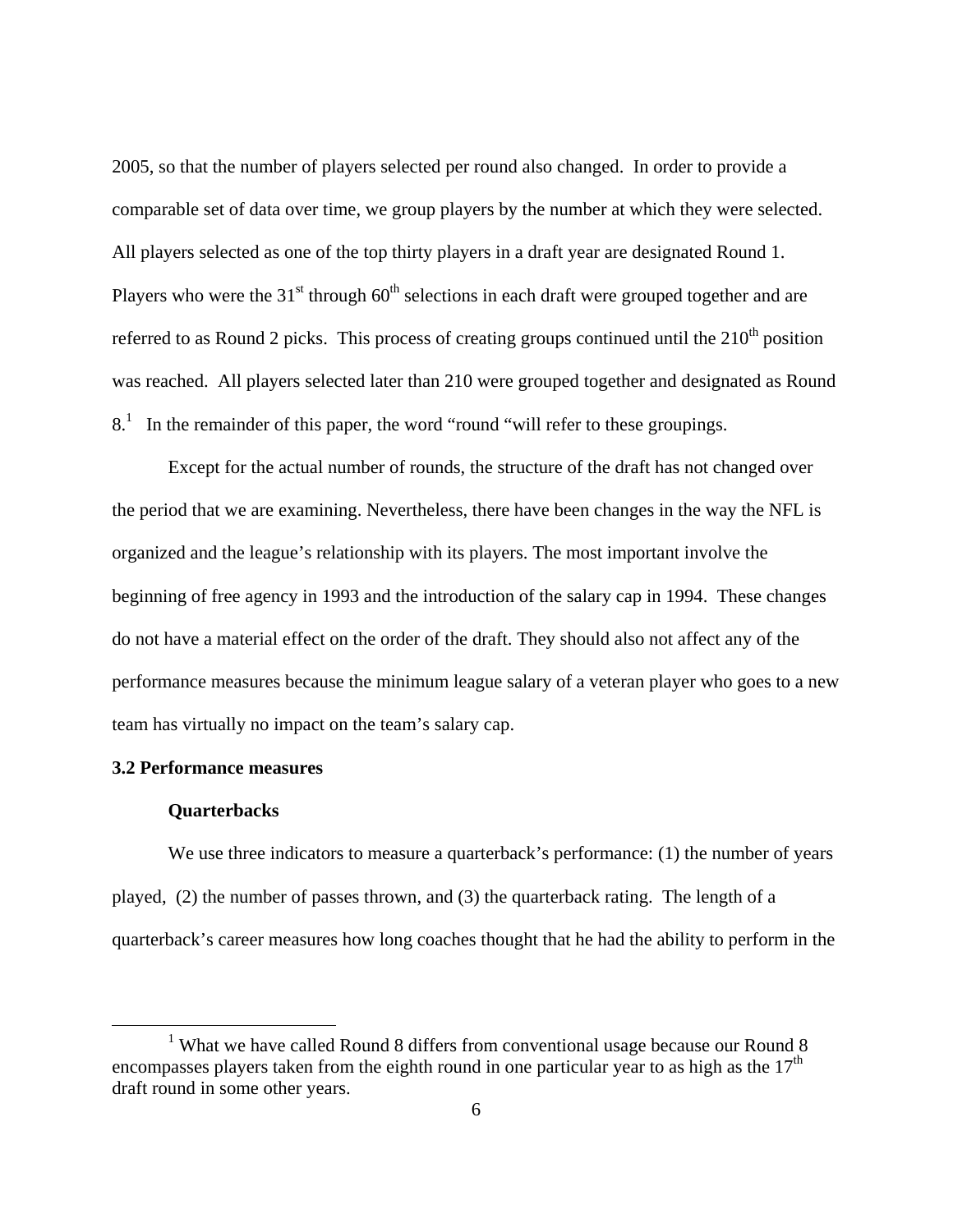2005, so that the number of players selected per round also changed. In order to provide a comparable set of data over time, we group players by the number at which they were selected. All players selected as one of the top thirty players in a draft year are designated Round 1. Players who were the 31st through 60th selections in each draft were grouped together and are referred to as Round 2 picks. This process of creating groups continued until the 210th position was reached. All players selected later than 210 were grouped together and designated as Round 8.[1] In the remainder of this paper, the word "round "will refer to these groupings.

Except for the actual number of rounds, the structure of the draft has not changed over the period that we are examining. Nevertheless, there have been changes in the way the NFL is organized and the league's relationship with its players. The most important involve the beginning of free agency in 1993 and the introduction of the salary cap in 1994. These changes do not have a material effect on the order of the draft. They should also not affect any of the performance measures because the minimum league salary of a veteran player who goes to a new team has virtually no impact on the team's salary cap.

### 3.2 Performance measures

#### Quarterbacks

We use three indicators to measure a quarterback's performance: (1) the number of years played, (2) the number of passes thrown, and (3) the quarterback rating. The length of a quarterback's career measures how long coaches thought that he had the ability to perform in the

---

[1] What we have called Round 8 differs from conventional usage because our Round 8 encompasses players taken from the eighth round in one particular year to as high as the 17th draft round in some other years.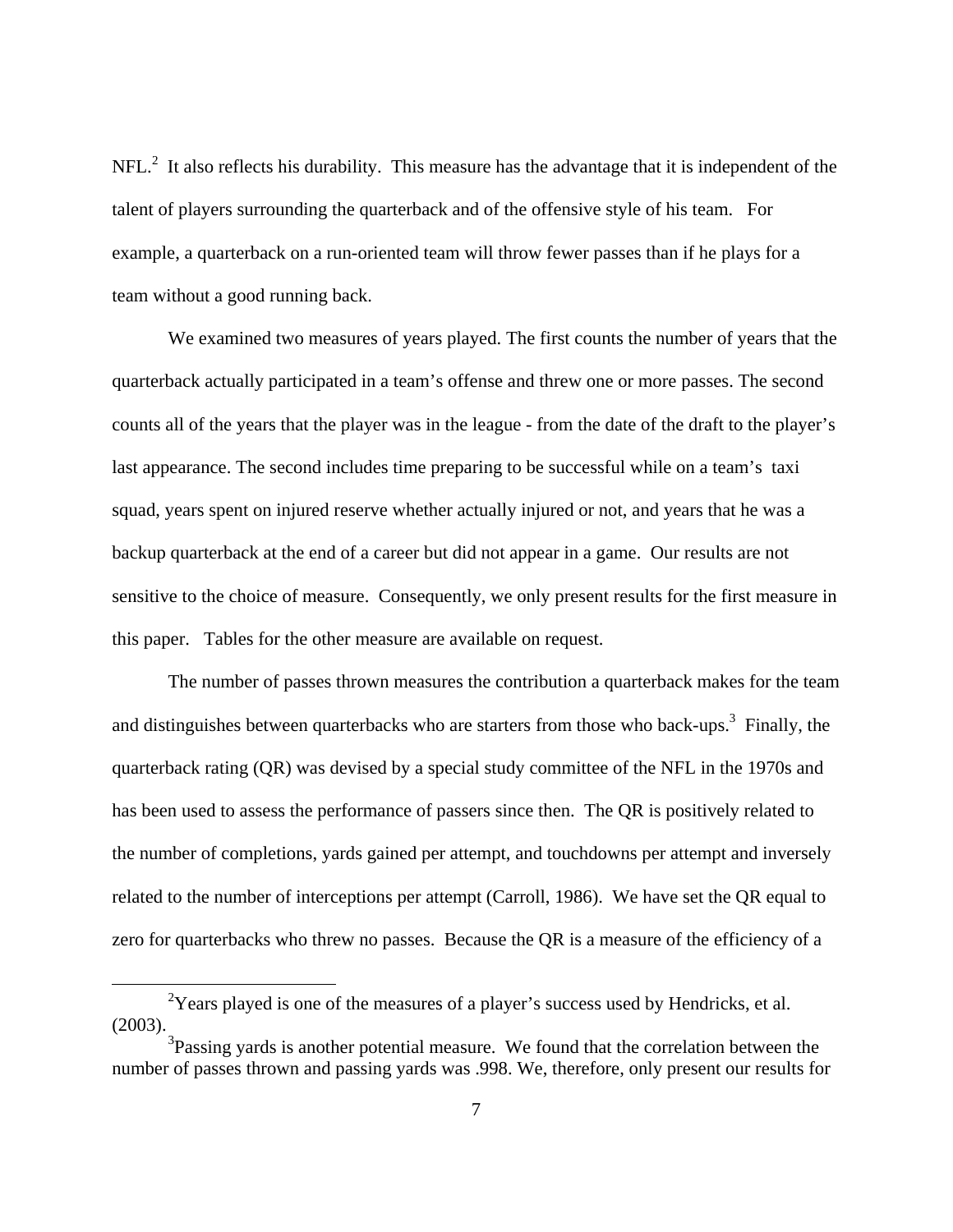NFL.[2] It also reflects his durability. This measure has the advantage that it is independent of the talent of players surrounding the quarterback and of the offensive style of his team. For example, a quarterback on a run-oriented team will throw fewer passes than if he plays for a team without a good running back.

We examined two measures of years played. The first counts the number of years that the quarterback actually participated in a team's offense and threw one or more passes. The second counts all of the years that the player was in the league - from the date of the draft to the player's last appearance. The second includes time preparing to be successful while on a team's taxi squad, years spent on injured reserve whether actually injured or not, and years that he was a backup quarterback at the end of a career but did not appear in a game. Our results are not sensitive to the choice of measure. Consequently, we only present results for the first measure in this paper. Tables for the other measure are available on request.

The number of passes thrown measures the contribution a quarterback makes for the team and distinguishes between quarterbacks who are starters from those who back-ups.[3] Finally, the quarterback rating (QR) was devised by a special study committee of the NFL in the 1970s and has been used to assess the performance of passers since then. The QR is positively related to the number of completions, yards gained per attempt, and touchdowns per attempt and inversely related to the number of interceptions per attempt (Carroll, 1986). We have set the QR equal to zero for quarterbacks who threw no passes. Because the QR is a measure of the efficiency of a

---

[2] Years played is one of the measures of a player's success used by Hendricks, et al. (2003).

[3] Passing yards is another potential measure. We found that the correlation between the number of passes thrown and passing yards was .998. We, therefore, only present our results for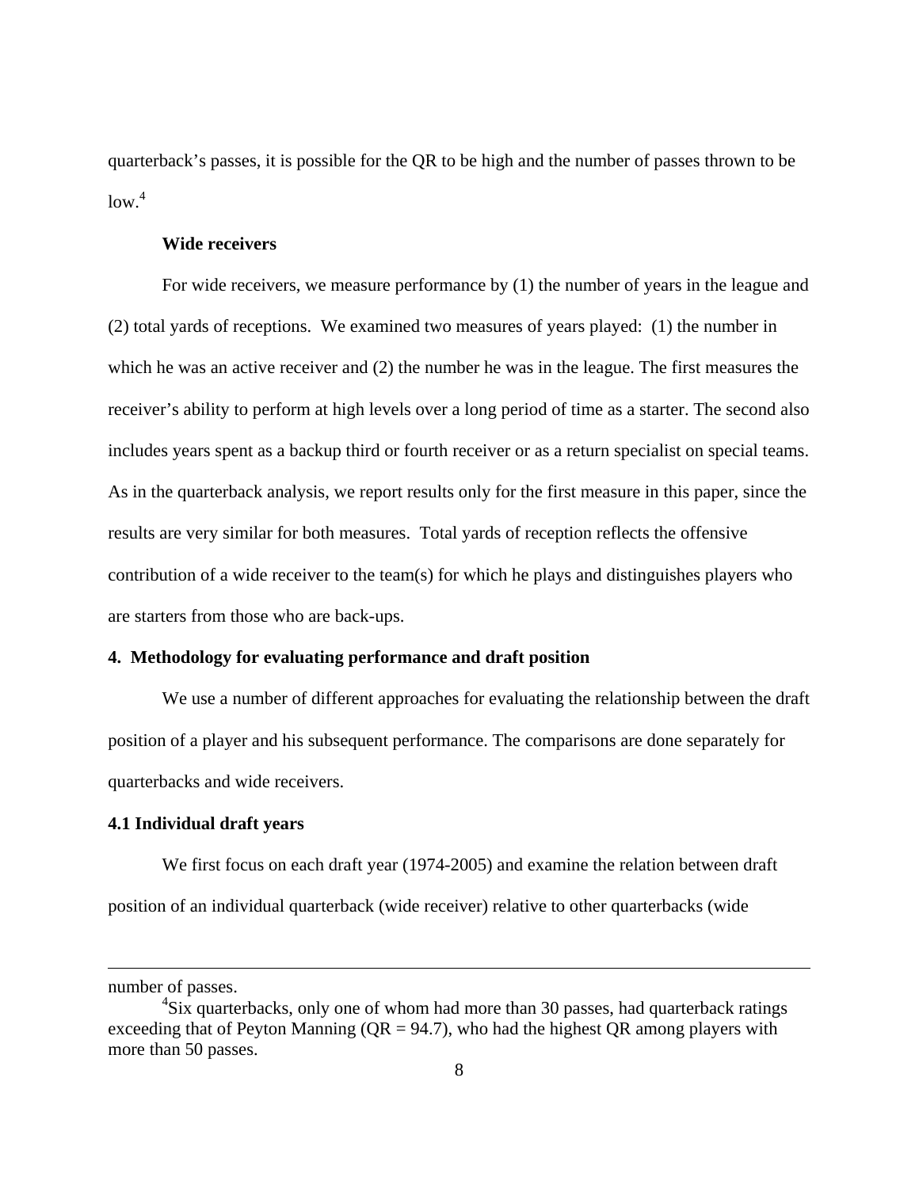quarterback's passes, it is possible for the QR to be high and the number of passes thrown to be low.[4]

**Wide receivers**

For wide receivers, we measure performance by (1) the number of years in the league and (2) total yards of receptions. We examined two measures of years played: (1) the number in which he was an active receiver and (2) the number he was in the league. The first measures the receiver's ability to perform at high levels over a long period of time as a starter. The second also includes years spent as a backup third or fourth receiver or as a return specialist on special teams. As in the quarterback analysis, we report results only for the first measure in this paper, since the results are very similar for both measures. Total yards of reception reflects the offensive contribution of a wide receiver to the team(s) for which he plays and distinguishes players who are starters from those who are back-ups.

## 4. Methodology for evaluating performance and draft position

We use a number of different approaches for evaluating the relationship between the draft position of a player and his subsequent performance. The comparisons are done separately for quarterbacks and wide receivers.

### 4.1 Individual draft years

We first focus on each draft year (1974-2005) and examine the relation between draft position of an individual quarterback (wide receiver) relative to other quarterbacks (wide

---

number of passes.

[4] Six quarterbacks, only one of whom had more than 30 passes, had quarterback ratings exceeding that of Peyton Manning (QR = 94.7), who had the highest QR among players with more than 50 passes.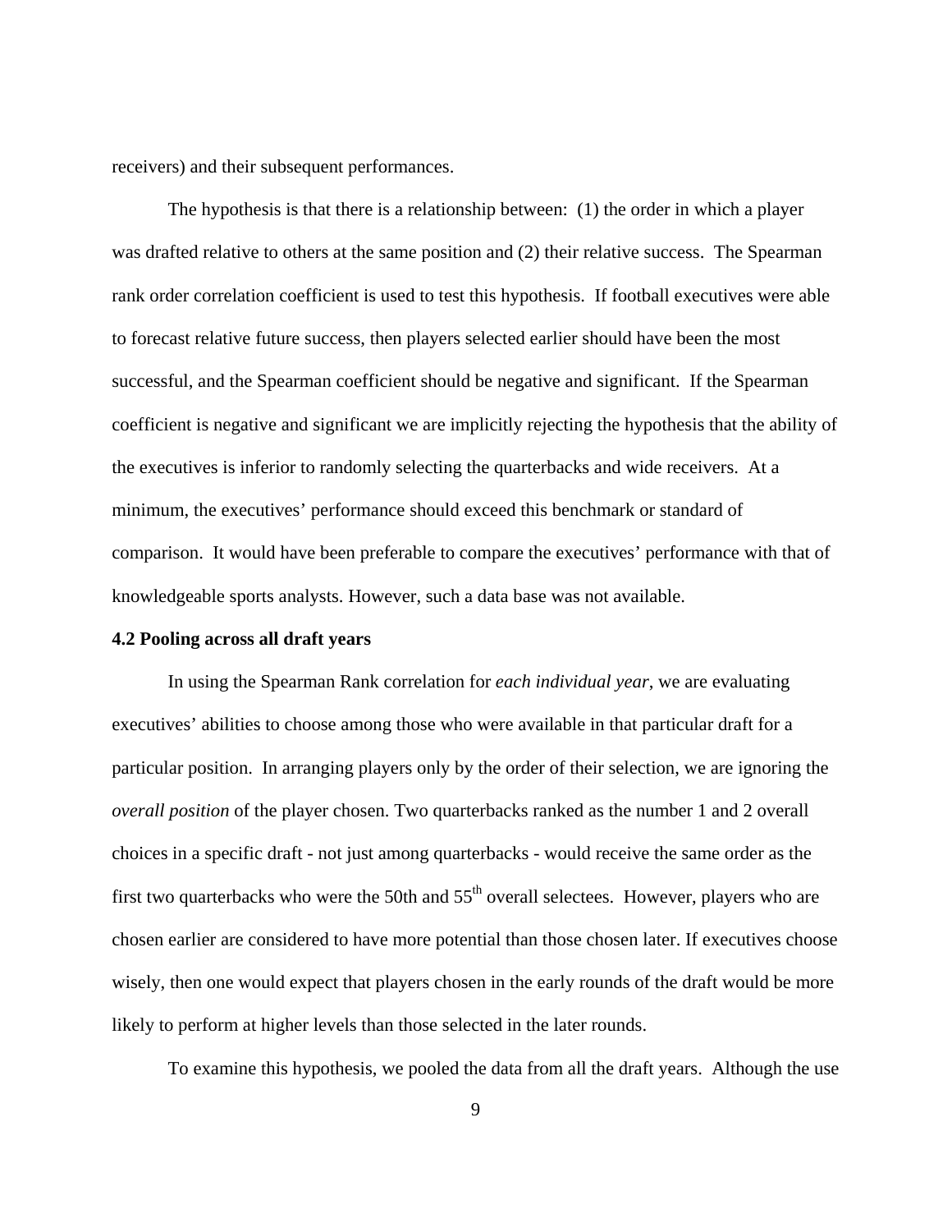receivers) and their subsequent performances.

The hypothesis is that there is a relationship between: (1) the order in which a player was drafted relative to others at the same position and (2) their relative success. The Spearman rank order correlation coefficient is used to test this hypothesis. If football executives were able to forecast relative future success, then players selected earlier should have been the most successful, and the Spearman coefficient should be negative and significant. If the Spearman coefficient is negative and significant we are implicitly rejecting the hypothesis that the ability of the executives is inferior to randomly selecting the quarterbacks and wide receivers. At a minimum, the executives' performance should exceed this benchmark or standard of comparison. It would have been preferable to compare the executives' performance with that of knowledgeable sports analysts. However, such a data base was not available.

### 4.2 Pooling across all draft years

In using the Spearman Rank correlation for *each individual year*, we are evaluating executives' abilities to choose among those who were available in that particular draft for a particular position. In arranging players only by the order of their selection, we are ignoring the *overall position* of the player chosen. Two quarterbacks ranked as the number 1 and 2 overall choices in a specific draft - not just among quarterbacks - would receive the same order as the first two quarterbacks who were the 50th and 55th overall selectees. However, players who are chosen earlier are considered to have more potential than those chosen later. If executives choose wisely, then one would expect that players chosen in the early rounds of the draft would be more likely to perform at higher levels than those selected in the later rounds.

To examine this hypothesis, we pooled the data from all the draft years. Although the use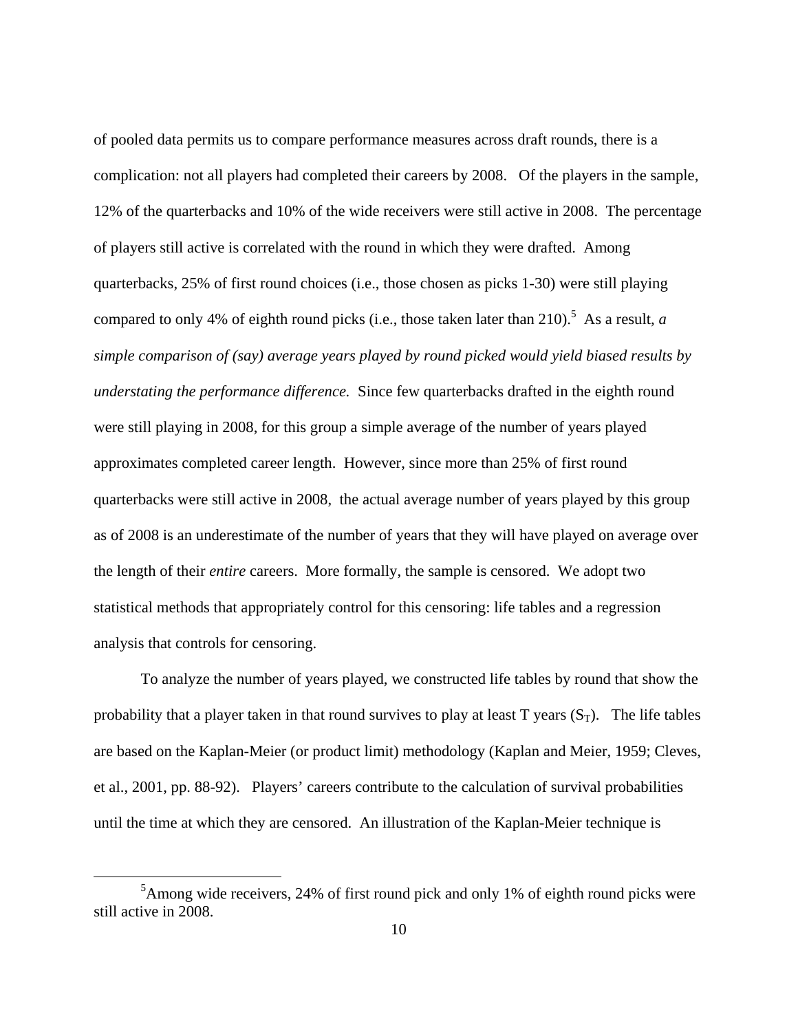of pooled data permits us to compare performance measures across draft rounds, there is a complication: not all players had completed their careers by 2008. Of the players in the sample, 12% of the quarterbacks and 10% of the wide receivers were still active in 2008. The percentage of players still active is correlated with the round in which they were drafted. Among quarterbacks, 25% of first round choices (i.e., those chosen as picks 1-30) were still playing compared to only 4% of eighth round picks (i.e., those taken later than 210).[5] As a result, *a simple comparison of (say) average years played by round picked would yield biased results by understating the performance difference.* Since few quarterbacks drafted in the eighth round were still playing in 2008, for this group a simple average of the number of years played approximates completed career length. However, since more than 25% of first round quarterbacks were still active in 2008, the actual average number of years played by this group as of 2008 is an underestimate of the number of years that they will have played on average over the length of their *entire* careers. More formally, the sample is censored. We adopt two statistical methods that appropriately control for this censoring: life tables and a regression analysis that controls for censoring.

To analyze the number of years played, we constructed life tables by round that show the probability that a player taken in that round survives to play at least T years ($S_T$). The life tables are based on the Kaplan-Meier (or product limit) methodology (Kaplan and Meier, 1959; Cleves, et al., 2001, pp. 88-92). Players' careers contribute to the calculation of survival probabilities until the time at which they are censored. An illustration of the Kaplan-Meier technique is

[5] Among wide receivers, 24% of first round pick and only 1% of eighth round picks were still active in 2008.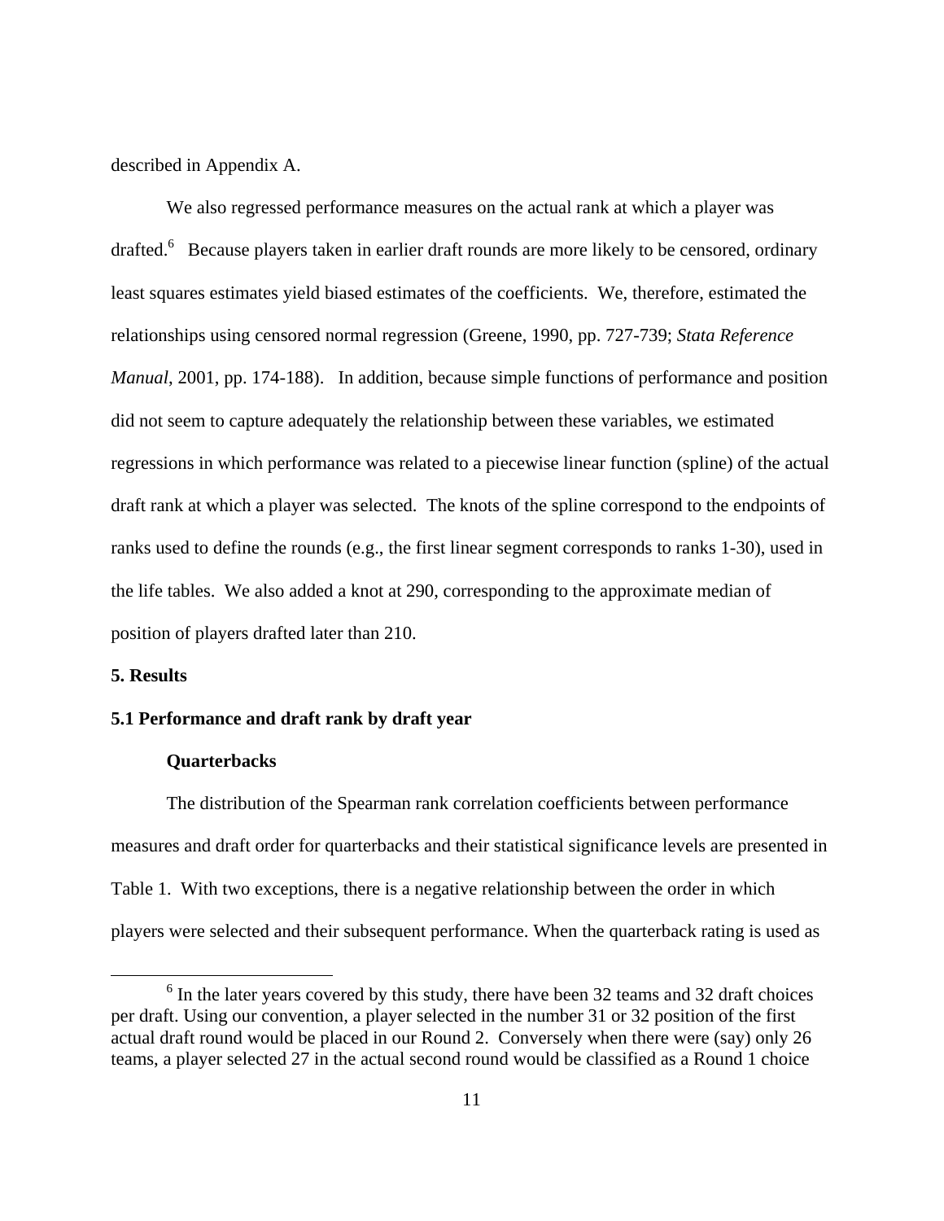described in Appendix A.

We also regressed performance measures on the actual rank at which a player was drafted.[6] Because players taken in earlier draft rounds are more likely to be censored, ordinary least squares estimates yield biased estimates of the coefficients. We, therefore, estimated the relationships using censored normal regression (Greene, 1990, pp. 727-739; *Stata Reference Manual*, 2001, pp. 174-188). In addition, because simple functions of performance and position did not seem to capture adequately the relationship between these variables, we estimated regressions in which performance was related to a piecewise linear function (spline) of the actual draft rank at which a player was selected. The knots of the spline correspond to the endpoints of ranks used to define the rounds (e.g., the first linear segment corresponds to ranks 1-30), used in the life tables. We also added a knot at 290, corresponding to the approximate median of position of players drafted later than 210.

## 5. Results

### 5.1 Performance and draft rank by draft year

#### Quarterbacks

The distribution of the Spearman rank correlation coefficients between performance measures and draft order for quarterbacks and their statistical significance levels are presented in Table 1. With two exceptions, there is a negative relationship between the order in which players were selected and their subsequent performance. When the quarterback rating is used as

[6] In the later years covered by this study, there have been 32 teams and 32 draft choices per draft. Using our convention, a player selected in the number 31 or 32 position of the first actual draft round would be placed in our Round 2. Conversely when there were (say) only 26 teams, a player selected 27 in the actual second round would be classified as a Round 1 choice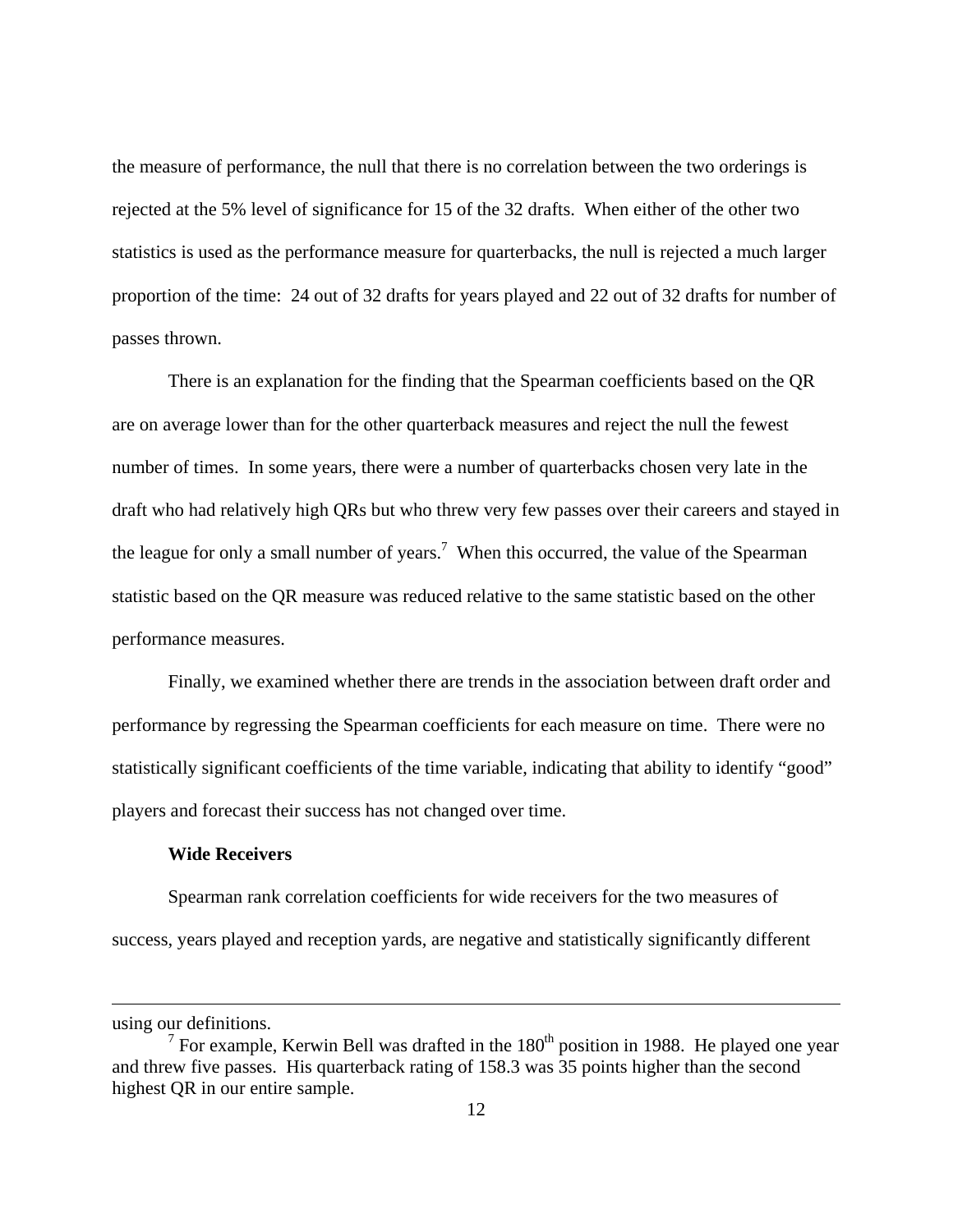the measure of performance, the null that there is no correlation between the two orderings is rejected at the 5% level of significance for 15 of the 32 drafts. When either of the other two statistics is used as the performance measure for quarterbacks, the null is rejected a much larger proportion of the time: 24 out of 32 drafts for years played and 22 out of 32 drafts for number of passes thrown.

There is an explanation for the finding that the Spearman coefficients based on the QR are on average lower than for the other quarterback measures and reject the null the fewest number of times. In some years, there were a number of quarterbacks chosen very late in the draft who had relatively high QRs but who threw very few passes over their careers and stayed in the league for only a small number of years.[7] When this occurred, the value of the Spearman statistic based on the QR measure was reduced relative to the same statistic based on the other performance measures.

Finally, we examined whether there are trends in the association between draft order and performance by regressing the Spearman coefficients for each measure on time. There were no statistically significant coefficients of the time variable, indicating that ability to identify "good" players and forecast their success has not changed over time.

**Wide Receivers**

Spearman rank correlation coefficients for wide receivers for the two measures of success, years played and reception yards, are negative and statistically significantly different

---

using our definitions.

[7] For example, Kerwin Bell was drafted in the 180th position in 1988. He played one year and threw five passes. His quarterback rating of 158.3 was 35 points higher than the second highest QR in our entire sample.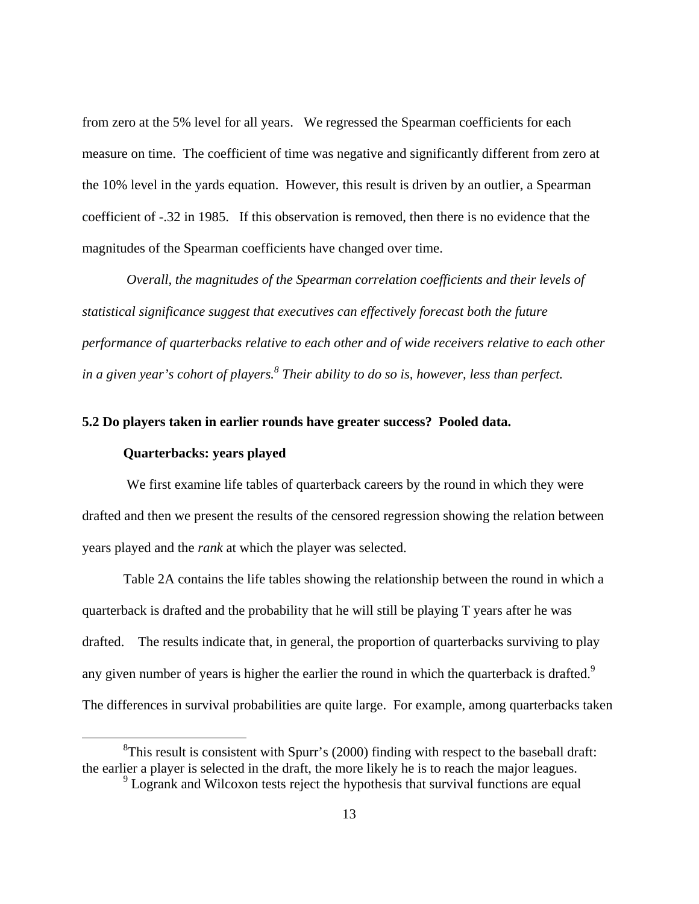from zero at the 5% level for all years. We regressed the Spearman coefficients for each measure on time. The coefficient of time was negative and significantly different from zero at the 10% level in the yards equation. However, this result is driven by an outlier, a Spearman coefficient of -.32 in 1985. If this observation is removed, then there is no evidence that the magnitudes of the Spearman coefficients have changed over time.

*Overall, the magnitudes of the Spearman correlation coefficients and their levels of statistical significance suggest that executives can effectively forecast both the future performance of quarterbacks relative to each other and of wide receivers relative to each other in a given year's cohort of players.*[8] *Their ability to do so is, however, less than perfect.*

**5.2 Do players taken in earlier rounds have greater success? Pooled data.**

**Quarterbacks: years played**

We first examine life tables of quarterback careers by the round in which they were drafted and then we present the results of the censored regression showing the relation between years played and the *rank* at which the player was selected.

Table 2A contains the life tables showing the relationship between the round in which a quarterback is drafted and the probability that he will still be playing T years after he was drafted. The results indicate that, in general, the proportion of quarterbacks surviving to play any given number of years is higher the earlier the round in which the quarterback is drafted.[9] The differences in survival probabilities are quite large. For example, among quarterbacks taken

---

[8] This result is consistent with Spurr's (2000) finding with respect to the baseball draft: the earlier a player is selected in the draft, the more likely he is to reach the major leagues.

[9] Logrank and Wilcoxon tests reject the hypothesis that survival functions are equal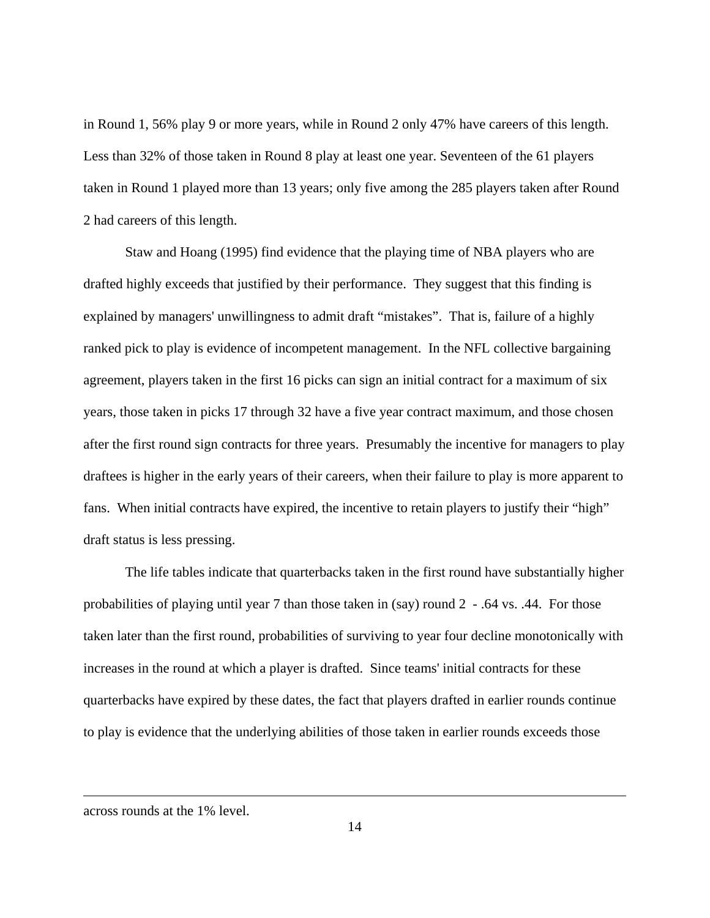in Round 1, 56% play 9 or more years, while in Round 2 only 47% have careers of this length. Less than 32% of those taken in Round 8 play at least one year. Seventeen of the 61 players taken in Round 1 played more than 13 years; only five among the 285 players taken after Round 2 had careers of this length.

Staw and Hoang (1995) find evidence that the playing time of NBA players who are drafted highly exceeds that justified by their performance. They suggest that this finding is explained by managers' unwillingness to admit draft "mistakes". That is, failure of a highly ranked pick to play is evidence of incompetent management. In the NFL collective bargaining agreement, players taken in the first 16 picks can sign an initial contract for a maximum of six years, those taken in picks 17 through 32 have a five year contract maximum, and those chosen after the first round sign contracts for three years. Presumably the incentive for managers to play draftees is higher in the early years of their careers, when their failure to play is more apparent to fans. When initial contracts have expired, the incentive to retain players to justify their "high" draft status is less pressing.

The life tables indicate that quarterbacks taken in the first round have substantially higher probabilities of playing until year 7 than those taken in (say) round 2 - .64 vs. .44. For those taken later than the first round, probabilities of surviving to year four decline monotonically with increases in the round at which a player is drafted. Since teams' initial contracts for these quarterbacks have expired by these dates, the fact that players drafted in earlier rounds continue to play is evidence that the underlying abilities of those taken in earlier rounds exceeds those

---

across rounds at the 1% level.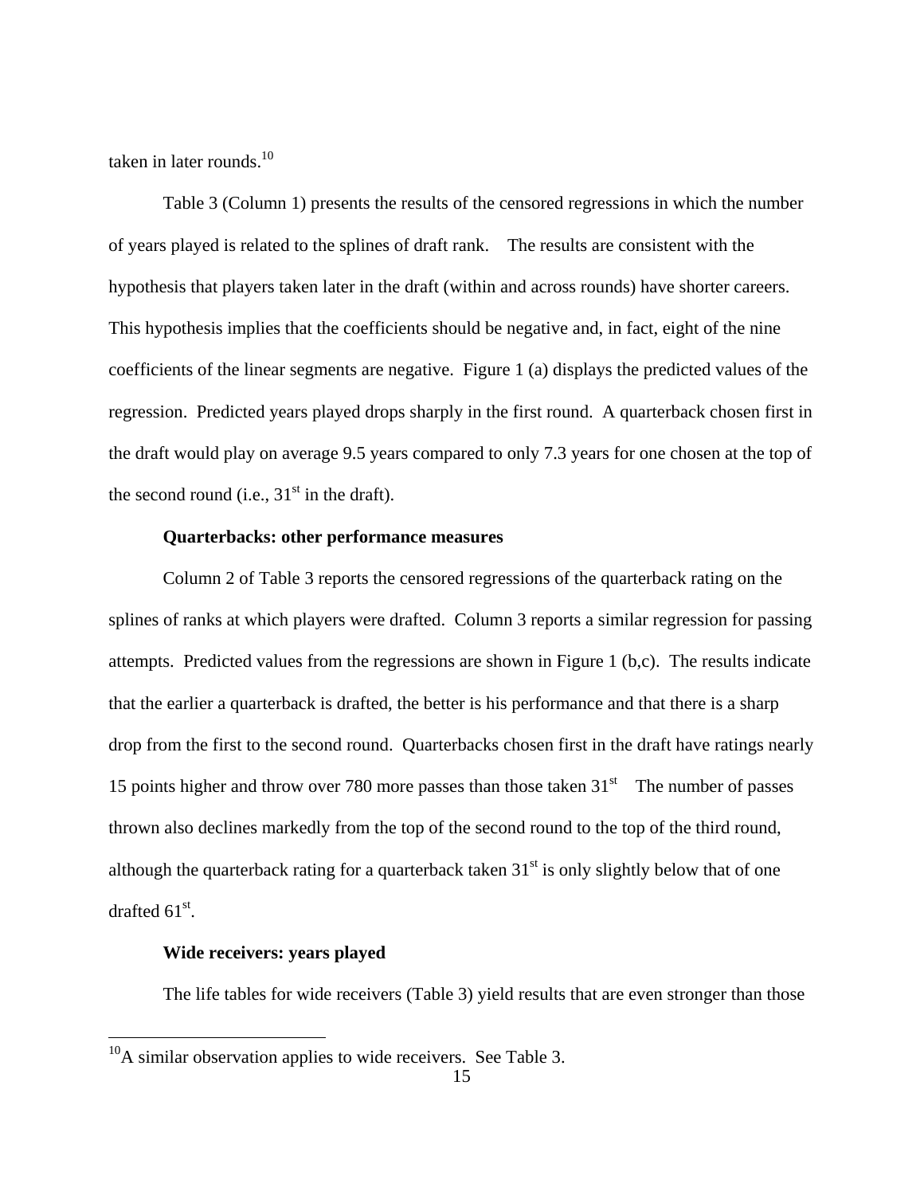taken in later rounds.[10]

Table 3 (Column 1) presents the results of the censored regressions in which the number of years played is related to the splines of draft rank. The results are consistent with the hypothesis that players taken later in the draft (within and across rounds) have shorter careers. This hypothesis implies that the coefficients should be negative and, in fact, eight of the nine coefficients of the linear segments are negative. Figure 1 (a) displays the predicted values of the regression. Predicted years played drops sharply in the first round. A quarterback chosen first in the draft would play on average 9.5 years compared to only 7.3 years for one chosen at the top of the second round (i.e., 31st in the draft).

**Quarterbacks: other performance measures**

Column 2 of Table 3 reports the censored regressions of the quarterback rating on the splines of ranks at which players were drafted. Column 3 reports a similar regression for passing attempts. Predicted values from the regressions are shown in Figure 1 (b,c). The results indicate that the earlier a quarterback is drafted, the better is his performance and that there is a sharp drop from the first to the second round. Quarterbacks chosen first in the draft have ratings nearly 15 points higher and throw over 780 more passes than those taken 31st The number of passes thrown also declines markedly from the top of the second round to the top of the third round, although the quarterback rating for a quarterback taken 31st is only slightly below that of one drafted 61st.

**Wide receivers: years played**

The life tables for wide receivers (Table 3) yield results that are even stronger than those

[10] A similar observation applies to wide receivers. See Table 3.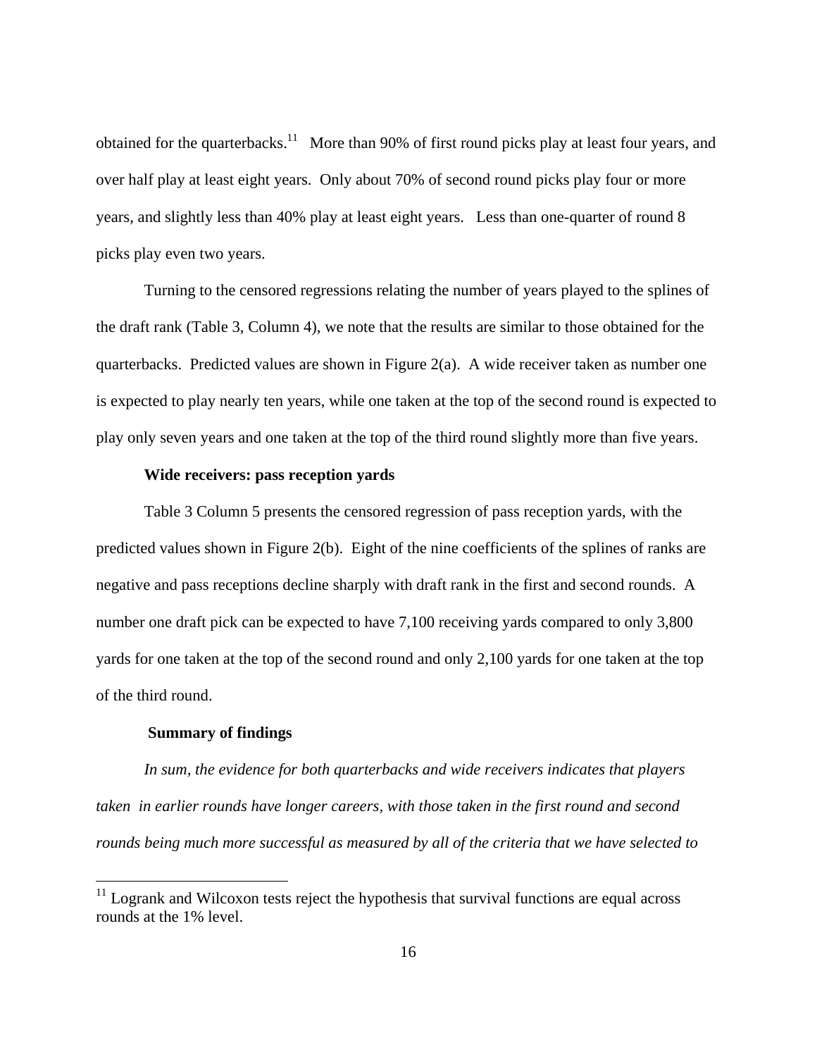obtained for the quarterbacks.[11] More than 90% of first round picks play at least four years, and over half play at least eight years. Only about 70% of second round picks play four or more years, and slightly less than 40% play at least eight years. Less than one-quarter of round 8 picks play even two years.

Turning to the censored regressions relating the number of years played to the splines of the draft rank (Table 3, Column 4), we note that the results are similar to those obtained for the quarterbacks. Predicted values are shown in Figure 2(a). A wide receiver taken as number one is expected to play nearly ten years, while one taken at the top of the second round is expected to play only seven years and one taken at the top of the third round slightly more than five years.

**Wide receivers: pass reception yards**

Table 3 Column 5 presents the censored regression of pass reception yards, with the predicted values shown in Figure 2(b). Eight of the nine coefficients of the splines of ranks are negative and pass receptions decline sharply with draft rank in the first and second rounds. A number one draft pick can be expected to have 7,100 receiving yards compared to only 3,800 yards for one taken at the top of the second round and only 2,100 yards for one taken at the top of the third round.

**Summary of findings**

*In sum, the evidence for both quarterbacks and wide receivers indicates that players taken in earlier rounds have longer careers, with those taken in the first round and second rounds being much more successful as measured by all of the criteria that we have selected to*

[11] Logrank and Wilcoxon tests reject the hypothesis that survival functions are equal across rounds at the 1% level.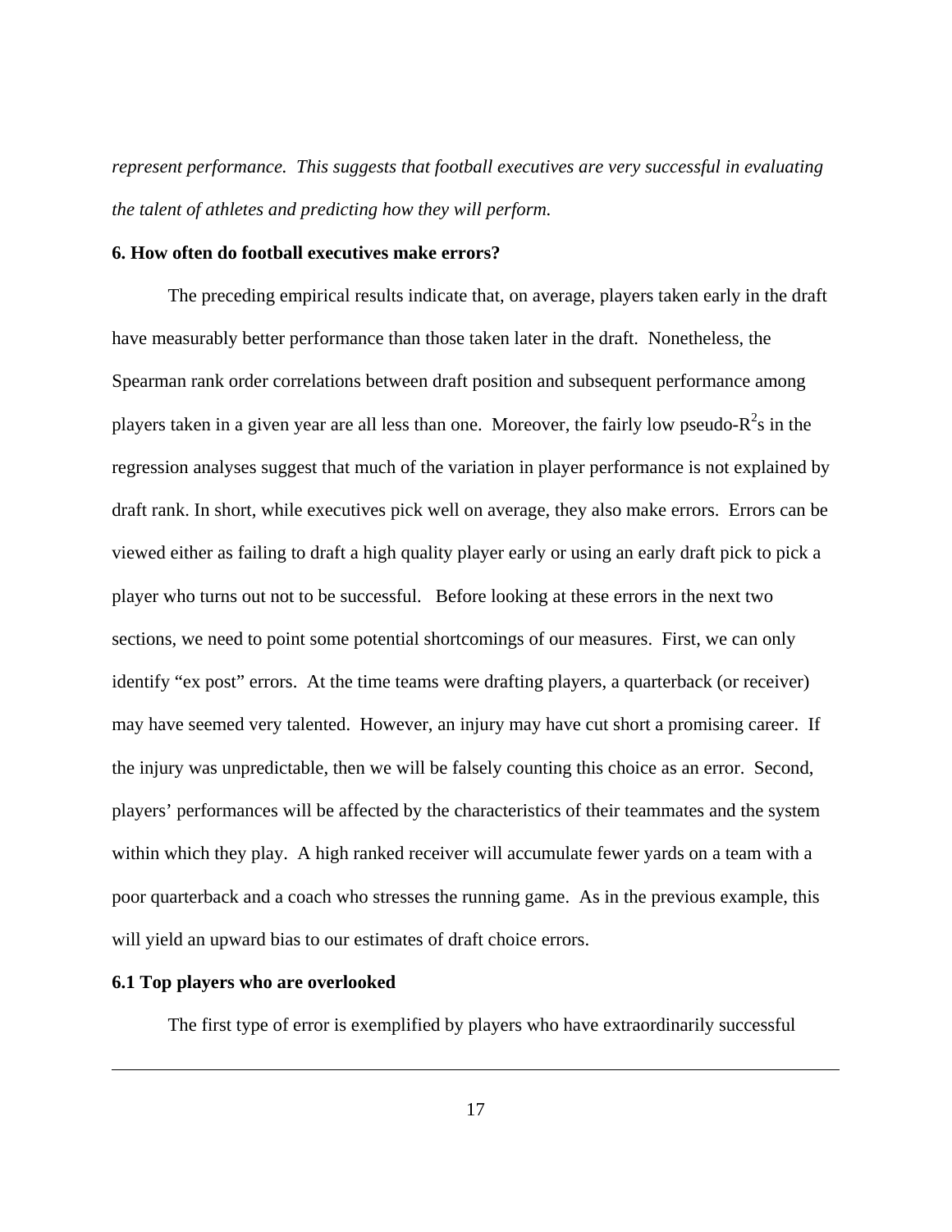*represent performance. This suggests that football executives are very successful in evaluating the talent of athletes and predicting how they will perform.*

## 6. How often do football executives make errors?

The preceding empirical results indicate that, on average, players taken early in the draft have measurably better performance than those taken later in the draft. Nonetheless, the Spearman rank order correlations between draft position and subsequent performance among players taken in a given year are all less than one. Moreover, the fairly low pseudo-$R^2$s in the regression analyses suggest that much of the variation in player performance is not explained by draft rank. In short, while executives pick well on average, they also make errors. Errors can be viewed either as failing to draft a high quality player early or using an early draft pick to pick a player who turns out not to be successful. Before looking at these errors in the next two sections, we need to point some potential shortcomings of our measures. First, we can only identify "ex post" errors. At the time teams were drafting players, a quarterback (or receiver) may have seemed very talented. However, an injury may have cut short a promising career. If the injury was unpredictable, then we will be falsely counting this choice as an error. Second, players' performances will be affected by the characteristics of their teammates and the system within which they play. A high ranked receiver will accumulate fewer yards on a team with a poor quarterback and a coach who stresses the running game. As in the previous example, this will yield an upward bias to our estimates of draft choice errors.

### 6.1 Top players who are overlooked

The first type of error is exemplified by players who have extraordinarily successful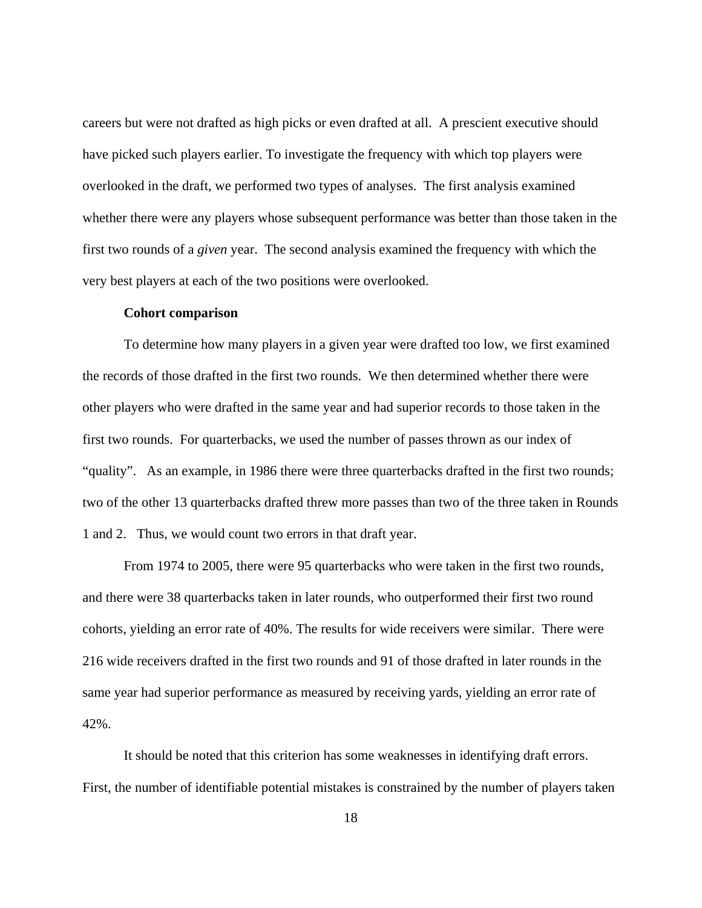careers but were not drafted as high picks or even drafted at all. A prescient executive should have picked such players earlier. To investigate the frequency with which top players were overlooked in the draft, we performed two types of analyses. The first analysis examined whether there were any players whose subsequent performance was better than those taken in the first two rounds of a *given* year. The second analysis examined the frequency with which the very best players at each of the two positions were overlooked.

**Cohort comparison**

To determine how many players in a given year were drafted too low, we first examined the records of those drafted in the first two rounds. We then determined whether there were other players who were drafted in the same year and had superior records to those taken in the first two rounds. For quarterbacks, we used the number of passes thrown as our index of "quality". As an example, in 1986 there were three quarterbacks drafted in the first two rounds; two of the other 13 quarterbacks drafted threw more passes than two of the three taken in Rounds 1 and 2. Thus, we would count two errors in that draft year.

From 1974 to 2005, there were 95 quarterbacks who were taken in the first two rounds, and there were 38 quarterbacks taken in later rounds, who outperformed their first two round cohorts, yielding an error rate of 40%. The results for wide receivers were similar. There were 216 wide receivers drafted in the first two rounds and 91 of those drafted in later rounds in the same year had superior performance as measured by receiving yards, yielding an error rate of 42%.

It should be noted that this criterion has some weaknesses in identifying draft errors. First, the number of identifiable potential mistakes is constrained by the number of players taken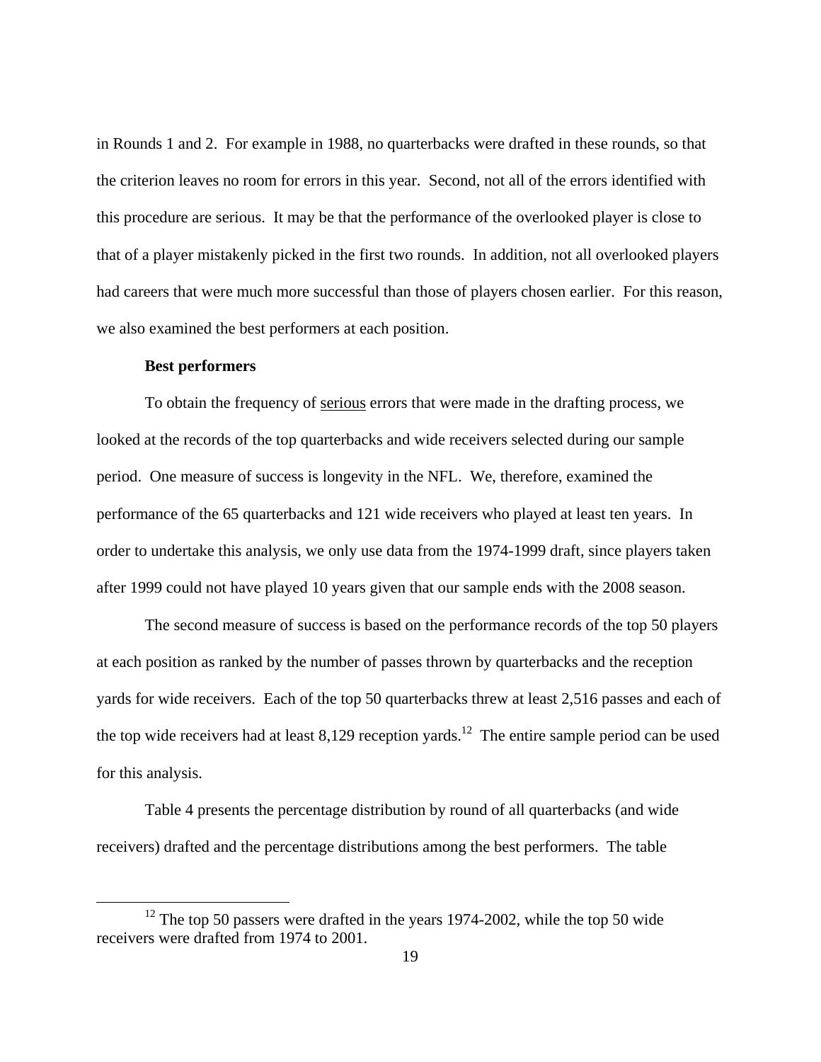in Rounds 1 and 2. For example in 1988, no quarterbacks were drafted in these rounds, so that the criterion leaves no room for errors in this year. Second, not all of the errors identified with this procedure are serious. It may be that the performance of the overlooked player is close to that of a player mistakenly picked in the first two rounds. In addition, not all overlooked players had careers that were much more successful than those of players chosen earlier. For this reason, we also examined the best performers at each position.

**Best performers**

To obtain the frequency of serious errors that were made in the drafting process, we looked at the records of the top quarterbacks and wide receivers selected during our sample period. One measure of success is longevity in the NFL. We, therefore, examined the performance of the 65 quarterbacks and 121 wide receivers who played at least ten years. In order to undertake this analysis, we only use data from the 1974-1999 draft, since players taken after 1999 could not have played 10 years given that our sample ends with the 2008 season.

The second measure of success is based on the performance records of the top 50 players at each position as ranked by the number of passes thrown by quarterbacks and the reception yards for wide receivers. Each of the top 50 quarterbacks threw at least 2,516 passes and each of the top wide receivers had at least 8,129 reception yards.[12] The entire sample period can be used for this analysis.

Table 4 presents the percentage distribution by round of all quarterbacks (and wide receivers) drafted and the percentage distributions among the best performers. The table

[12] The top 50 passers were drafted in the years 1974-2002, while the top 50 wide receivers were drafted from 1974 to 2001.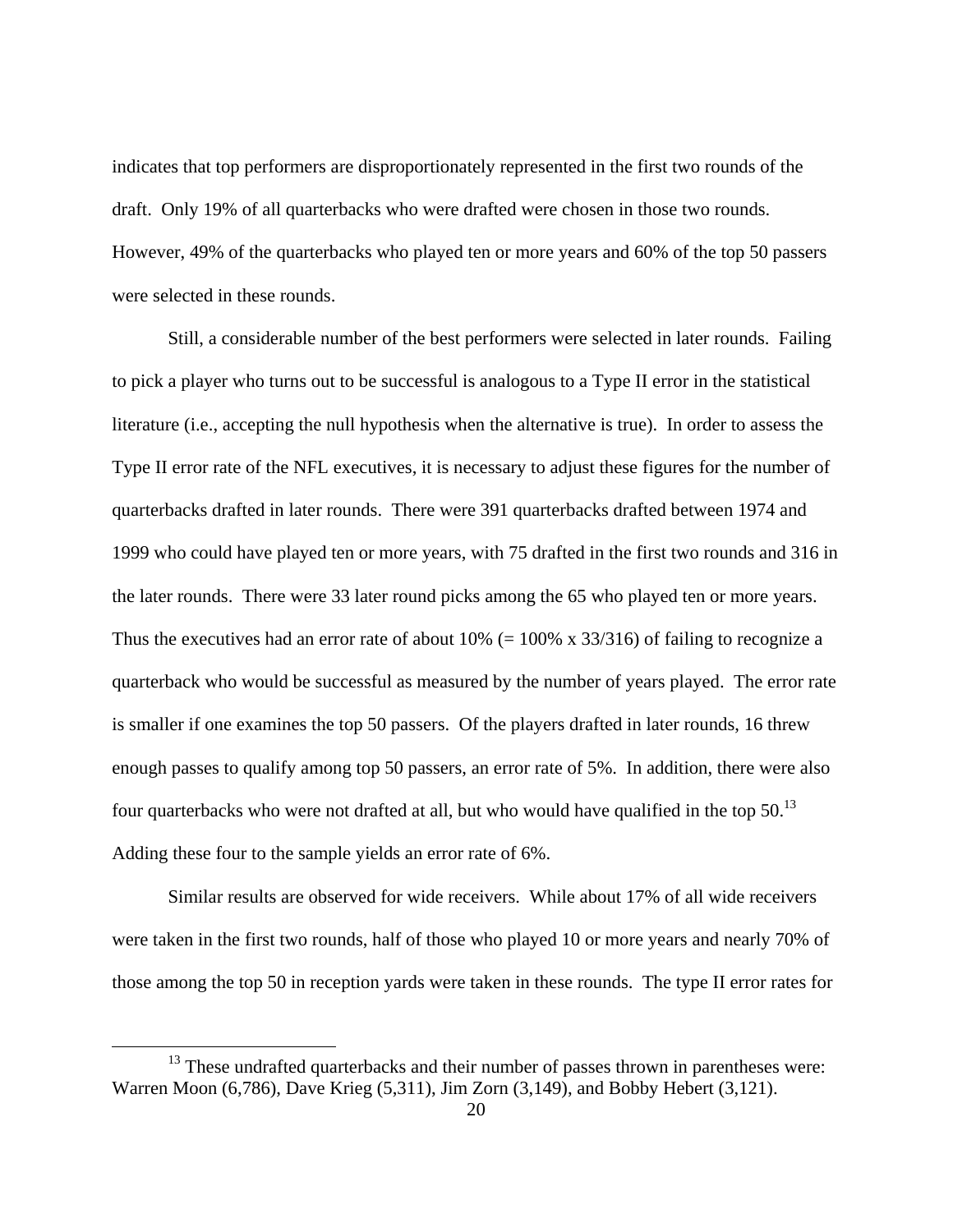indicates that top performers are disproportionately represented in the first two rounds of the draft. Only 19% of all quarterbacks who were drafted were chosen in those two rounds. However, 49% of the quarterbacks who played ten or more years and 60% of the top 50 passers were selected in these rounds.

Still, a considerable number of the best performers were selected in later rounds. Failing to pick a player who turns out to be successful is analogous to a Type II error in the statistical literature (i.e., accepting the null hypothesis when the alternative is true). In order to assess the Type II error rate of the NFL executives, it is necessary to adjust these figures for the number of quarterbacks drafted in later rounds. There were 391 quarterbacks drafted between 1974 and 1999 who could have played ten or more years, with 75 drafted in the first two rounds and 316 in the later rounds. There were 33 later round picks among the 65 who played ten or more years. Thus the executives had an error rate of about 10% (= 100% x 33/316) of failing to recognize a quarterback who would be successful as measured by the number of years played. The error rate is smaller if one examines the top 50 passers. Of the players drafted in later rounds, 16 threw enough passes to qualify among top 50 passers, an error rate of 5%. In addition, there were also four quarterbacks who were not drafted at all, but who would have qualified in the top 50.[13] Adding these four to the sample yields an error rate of 6%.

Similar results are observed for wide receivers. While about 17% of all wide receivers were taken in the first two rounds, half of those who played 10 or more years and nearly 70% of those among the top 50 in reception yards were taken in these rounds. The type II error rates for

---

[13] These undrafted quarterbacks and their number of passes thrown in parentheses were: Warren Moon (6,786), Dave Krieg (5,311), Jim Zorn (3,149), and Bobby Hebert (3,121).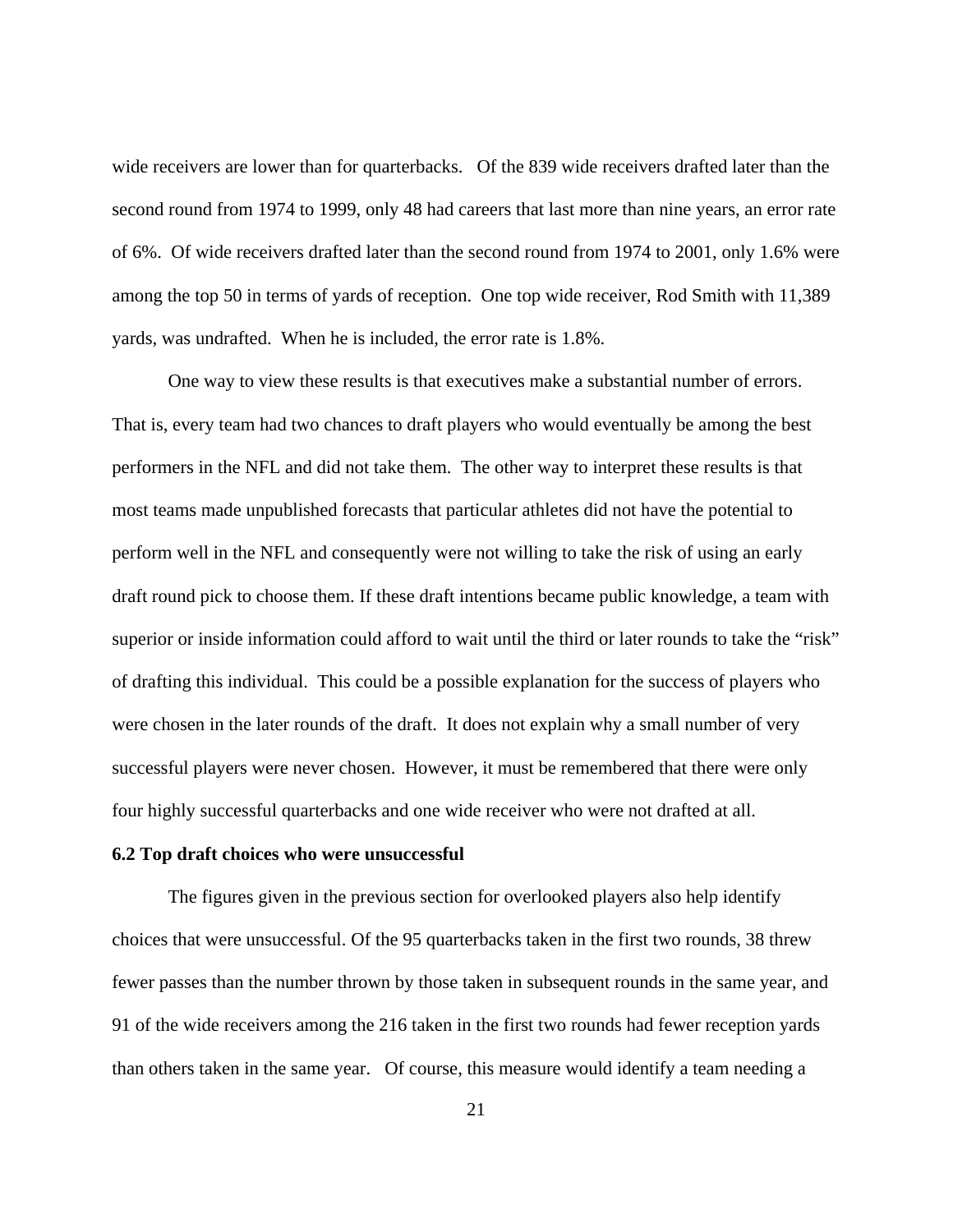wide receivers are lower than for quarterbacks.  Of the 839 wide receivers drafted later than the second round from 1974 to 1999, only 48 had careers that last more than nine years, an error rate of 6%.  Of wide receivers drafted later than the second round from 1974 to 2001, only 1.6% were among the top 50 in terms of yards of reception.  One top wide receiver, Rod Smith with 11,389 yards, was undrafted.  When he is included, the error rate is 1.8%.

One way to view these results is that executives make a substantial number of errors. That is, every team had two chances to draft players who would eventually be among the best performers in the NFL and did not take them.  The other way to interpret these results is that most teams made unpublished forecasts that particular athletes did not have the potential to perform well in the NFL and consequently were not willing to take the risk of using an early draft round pick to choose them. If these draft intentions became public knowledge, a team with superior or inside information could afford to wait until the third or later rounds to take the "risk" of drafting this individual.  This could be a possible explanation for the success of players who were chosen in the later rounds of the draft.  It does not explain why a small number of very successful players were never chosen.  However, it must be remembered that there were only four highly successful quarterbacks and one wide receiver who were not drafted at all.

### 6.2 Top draft choices who were unsuccessful

The figures given in the previous section for overlooked players also help identify choices that were unsuccessful. Of the 95 quarterbacks taken in the first two rounds, 38 threw fewer passes than the number thrown by those taken in subsequent rounds in the same year, and 91 of the wide receivers among the 216 taken in the first two rounds had fewer reception yards than others taken in the same year.  Of course, this measure would identify a team needing a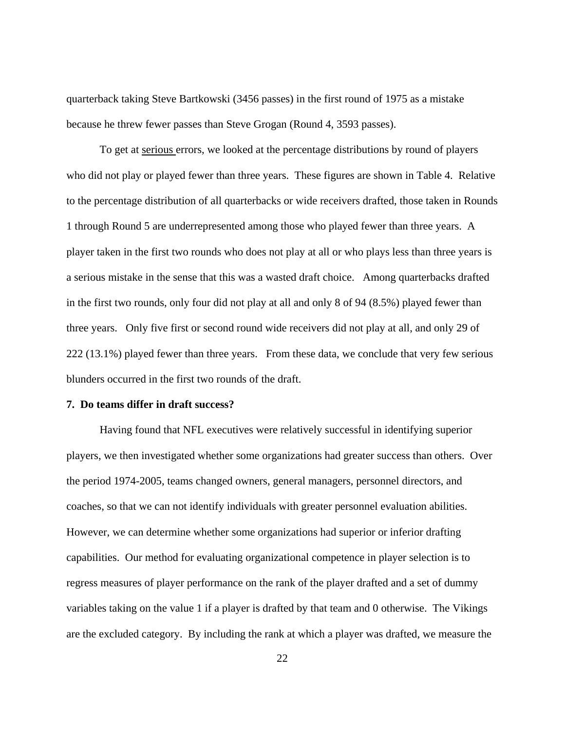quarterback taking Steve Bartkowski (3456 passes) in the first round of 1975 as a mistake because he threw fewer passes than Steve Grogan (Round 4, 3593 passes).

To get at <u>serious</u> errors, we looked at the percentage distributions by round of players who did not play or played fewer than three years. These figures are shown in Table 4. Relative to the percentage distribution of all quarterbacks or wide receivers drafted, those taken in Rounds 1 through Round 5 are underrepresented among those who played fewer than three years. A player taken in the first two rounds who does not play at all or who plays less than three years is a serious mistake in the sense that this was a wasted draft choice. Among quarterbacks drafted in the first two rounds, only four did not play at all and only 8 of 94 (8.5%) played fewer than three years. Only five first or second round wide receivers did not play at all, and only 29 of 222 (13.1%) played fewer than three years. From these data, we conclude that very few serious blunders occurred in the first two rounds of the draft.

**7. Do teams differ in draft success?**

Having found that NFL executives were relatively successful in identifying superior players, we then investigated whether some organizations had greater success than others. Over the period 1974-2005, teams changed owners, general managers, personnel directors, and coaches, so that we can not identify individuals with greater personnel evaluation abilities. However, we can determine whether some organizations had superior or inferior drafting capabilities. Our method for evaluating organizational competence in player selection is to regress measures of player performance on the rank of the player drafted and a set of dummy variables taking on the value 1 if a player is drafted by that team and 0 otherwise. The Vikings are the excluded category. By including the rank at which a player was drafted, we measure the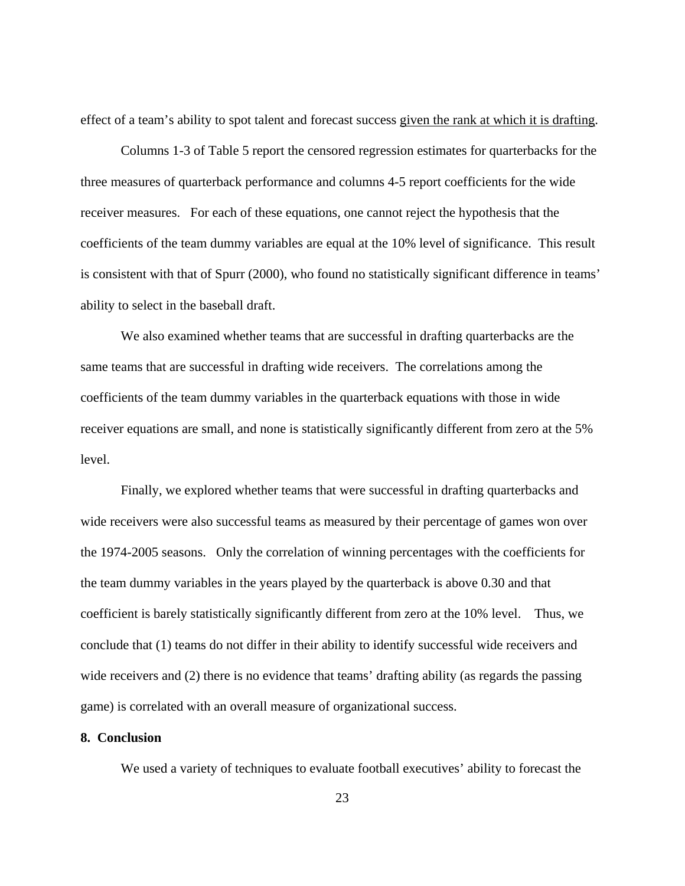effect of a team's ability to spot talent and forecast success <u>given the rank at which it is drafting</u>.

Columns 1-3 of Table 5 report the censored regression estimates for quarterbacks for the three measures of quarterback performance and columns 4-5 report coefficients for the wide receiver measures. For each of these equations, one cannot reject the hypothesis that the coefficients of the team dummy variables are equal at the 10% level of significance. This result is consistent with that of Spurr (2000), who found no statistically significant difference in teams' ability to select in the baseball draft.

We also examined whether teams that are successful in drafting quarterbacks are the same teams that are successful in drafting wide receivers. The correlations among the coefficients of the team dummy variables in the quarterback equations with those in wide receiver equations are small, and none is statistically significantly different from zero at the 5% level.

Finally, we explored whether teams that were successful in drafting quarterbacks and wide receivers were also successful teams as measured by their percentage of games won over the 1974-2005 seasons. Only the correlation of winning percentages with the coefficients for the team dummy variables in the years played by the quarterback is above 0.30 and that coefficient is barely statistically significantly different from zero at the 10% level. Thus, we conclude that (1) teams do not differ in their ability to identify successful wide receivers and wide receivers and (2) there is no evidence that teams' drafting ability (as regards the passing game) is correlated with an overall measure of organizational success.

**8. Conclusion**

We used a variety of techniques to evaluate football executives' ability to forecast the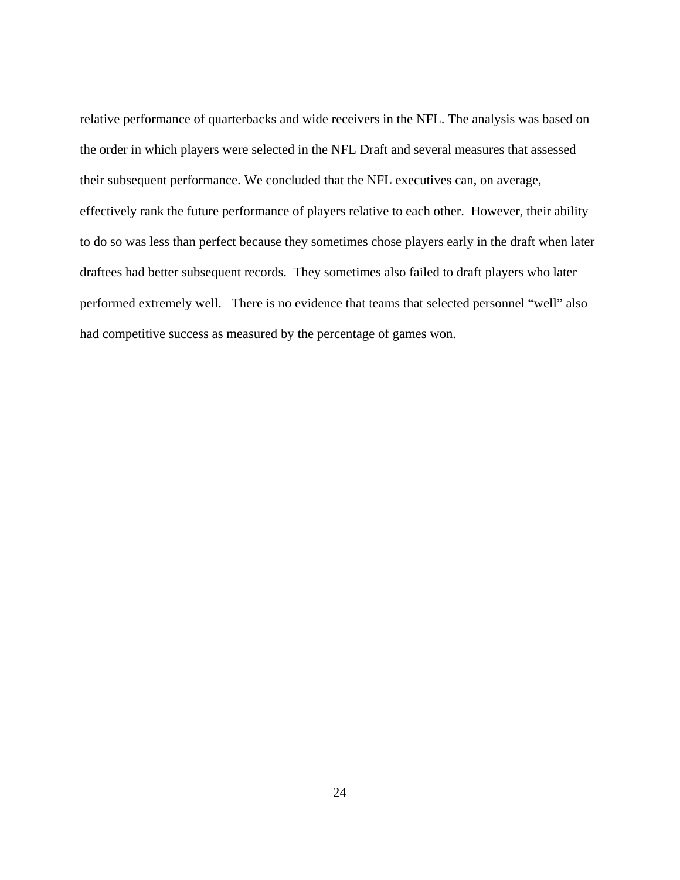relative performance of quarterbacks and wide receivers in the NFL. The analysis was based on the order in which players were selected in the NFL Draft and several measures that assessed their subsequent performance. We concluded that the NFL executives can, on average, effectively rank the future performance of players relative to each other. However, their ability to do so was less than perfect because they sometimes chose players early in the draft when later draftees had better subsequent records. They sometimes also failed to draft players who later performed extremely well. There is no evidence that teams that selected personnel "well" also had competitive success as measured by the percentage of games won.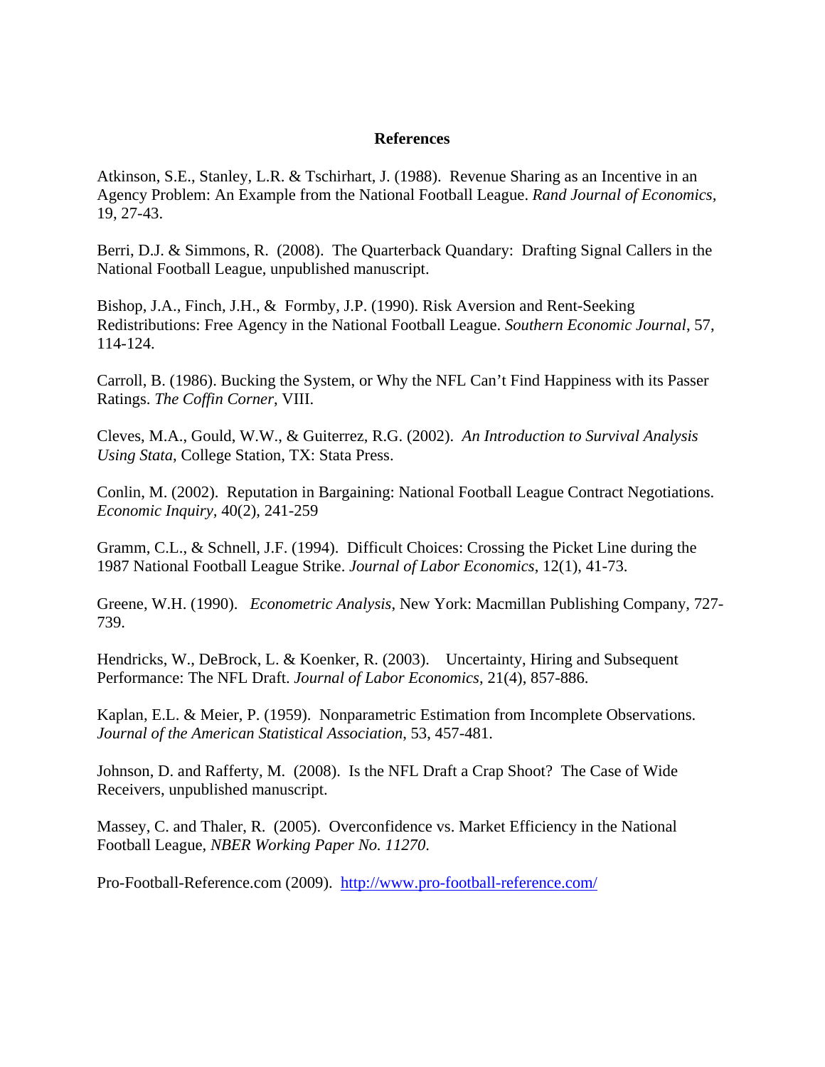## References

Atkinson, S.E., Stanley, L.R. & Tschirhart, J. (1988). Revenue Sharing as an Incentive in an Agency Problem: An Example from the National Football League. *Rand Journal of Economics*, 19, 27-43.

Berri, D.J. & Simmons, R. (2008). The Quarterback Quandary: Drafting Signal Callers in the National Football League, unpublished manuscript.

Bishop, J.A., Finch, J.H., & Formby, J.P. (1990). Risk Aversion and Rent-Seeking Redistributions: Free Agency in the National Football League. *Southern Economic Journal*, 57, 114-124.

Carroll, B. (1986). Bucking the System, or Why the NFL Can't Find Happiness with its Passer Ratings. *The Coffin Corner*, VIII.

Cleves, M.A., Gould, W.W., & Guiterrez, R.G. (2002). *An Introduction to Survival Analysis Using Stata*, College Station, TX: Stata Press.

Conlin, M. (2002). Reputation in Bargaining: National Football League Contract Negotiations. *Economic Inquiry*, 40(2), 241-259

Gramm, C.L., & Schnell, J.F. (1994). Difficult Choices: Crossing the Picket Line during the 1987 National Football League Strike. *Journal of Labor Economics*, 12(1), 41-73.

Greene, W.H. (1990). *Econometric Analysis*, New York: Macmillan Publishing Company, 727-739.

Hendricks, W., DeBrock, L. & Koenker, R. (2003). Uncertainty, Hiring and Subsequent Performance: The NFL Draft. *Journal of Labor Economics*, 21(4), 857-886.

Kaplan, E.L. & Meier, P. (1959). Nonparametric Estimation from Incomplete Observations. *Journal of the American Statistical Association*, 53, 457-481.

Johnson, D. and Rafferty, M. (2008). Is the NFL Draft a Crap Shoot? The Case of Wide Receivers, unpublished manuscript.

Massey, C. and Thaler, R. (2005). Overconfidence vs. Market Efficiency in the National Football League, *NBER Working Paper No. 11270*.

Pro-Football-Reference.com (2009). http://www.pro-football-reference.com/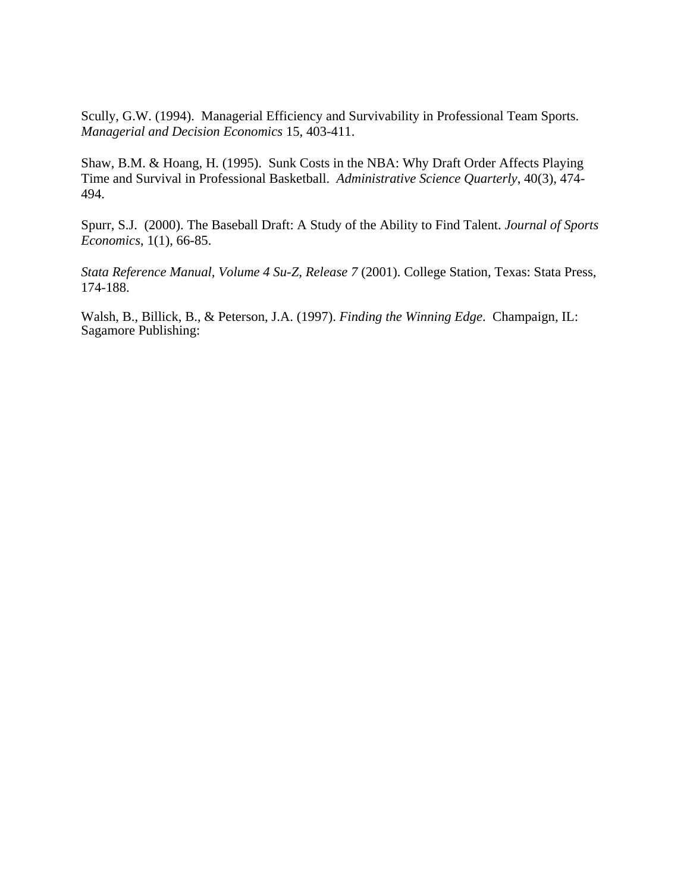Scully, G.W. (1994). Managerial Efficiency and Survivability in Professional Team Sports. *Managerial and Decision Economics* 15, 403-411.

Shaw, B.M. & Hoang, H. (1995). Sunk Costs in the NBA: Why Draft Order Affects Playing Time and Survival in Professional Basketball. *Administrative Science Quarterly*, 40(3), 474-494.

Spurr, S.J. (2000). The Baseball Draft: A Study of the Ability to Find Talent. *Journal of Sports Economics,* 1(1), 66-85.

*Stata Reference Manual, Volume 4 Su-Z, Release 7* (2001). College Station, Texas: Stata Press, 174-188.

Walsh, B., Billick, B., & Peterson, J.A. (1997). *Finding the Winning Edge*. Champaign, IL: Sagamore Publishing: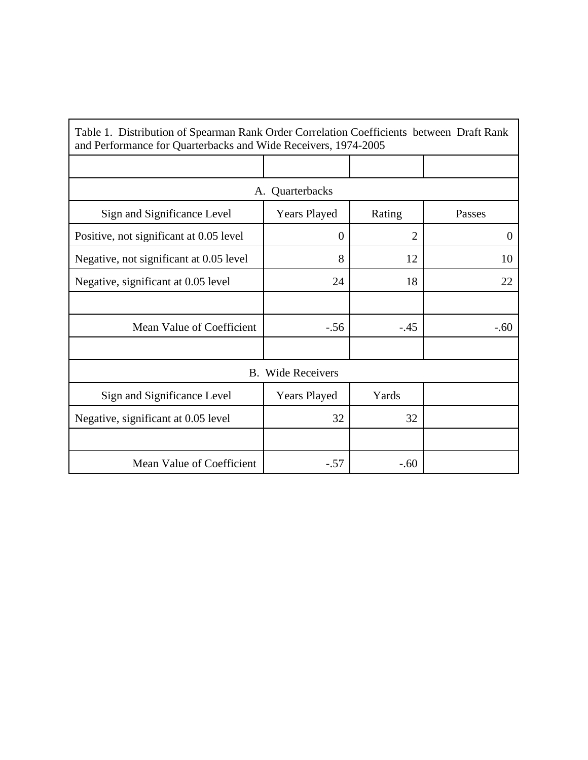Table 1. Distribution of Spearman Rank Order Correlation Coefficients between Draft Rank and Performance for Quarterbacks and Wide Receivers, 1974-2005

| | | | |
|---|---|---|---|
| **A. Quarterbacks** | | | |
| Sign and Significance Level | Years Played | Rating | Passes |
| Positive, not significant at 0.05 level | 0 | 2 | 0 |
| Negative, not significant at 0.05 level | 8 | 12 | 10 |
| Negative, significant at 0.05 level | 24 | 18 | 22 |
| | | | |
| Mean Value of Coefficient | -.56 | -.45 | -.60 |
| | | | |
| **B. Wide Receivers** | | | |
| Sign and Significance Level | Years Played | Yards | |
| Negative, significant at 0.05 level | 32 | 32 | |
| | | | |
| Mean Value of Coefficient | -.57 | -.60 | |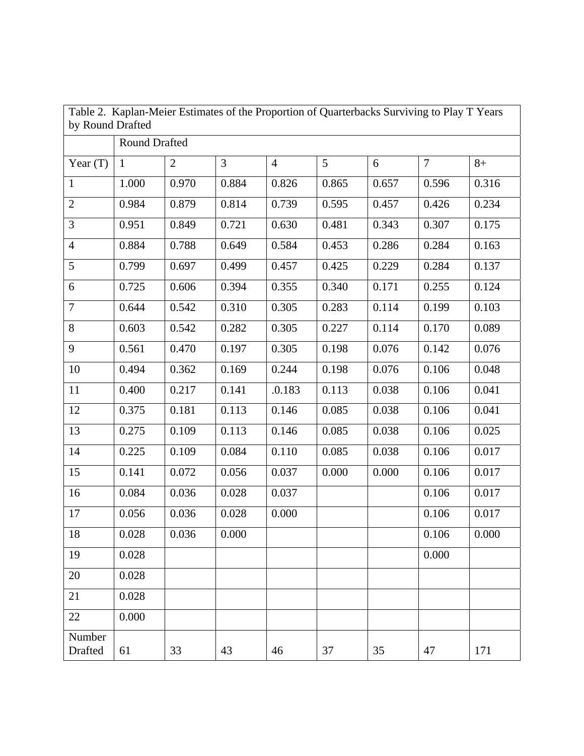Table 2. Kaplan-Meier Estimates of the Proportion of Quarterbacks Surviving to Play T Years by Round Drafted

| | Round Drafted | | | | | | | |
|---|---|---|---|---|---|---|---|---|
| Year (T) | 1 | 2 | 3 | 4 | 5 | 6 | 7 | 8+ |
| 1 | 1.000 | 0.970 | 0.884 | 0.826 | 0.865 | 0.657 | 0.596 | 0.316 |
| 2 | 0.984 | 0.879 | 0.814 | 0.739 | 0.595 | 0.457 | 0.426 | 0.234 |
| 3 | 0.951 | 0.849 | 0.721 | 0.630 | 0.481 | 0.343 | 0.307 | 0.175 |
| 4 | 0.884 | 0.788 | 0.649 | 0.584 | 0.453 | 0.286 | 0.284 | 0.163 |
| 5 | 0.799 | 0.697 | 0.499 | 0.457 | 0.425 | 0.229 | 0.284 | 0.137 |
| 6 | 0.725 | 0.606 | 0.394 | 0.355 | 0.340 | 0.171 | 0.255 | 0.124 |
| 7 | 0.644 | 0.542 | 0.310 | 0.305 | 0.283 | 0.114 | 0.199 | 0.103 |
| 8 | 0.603 | 0.542 | 0.282 | 0.305 | 0.227 | 0.114 | 0.170 | 0.089 |
| 9 | 0.561 | 0.470 | 0.197 | 0.305 | 0.198 | 0.076 | 0.142 | 0.076 |
| 10 | 0.494 | 0.362 | 0.169 | 0.244 | 0.198 | 0.076 | 0.106 | 0.048 |
| 11 | 0.400 | 0.217 | 0.141 | .0.183 | 0.113 | 0.038 | 0.106 | 0.041 |
| 12 | 0.375 | 0.181 | 0.113 | 0.146 | 0.085 | 0.038 | 0.106 | 0.041 |
| 13 | 0.275 | 0.109 | 0.113 | 0.146 | 0.085 | 0.038 | 0.106 | 0.025 |
| 14 | 0.225 | 0.109 | 0.084 | 0.110 | 0.085 | 0.038 | 0.106 | 0.017 |
| 15 | 0.141 | 0.072 | 0.056 | 0.037 | 0.000 | 0.000 | 0.106 | 0.017 |
| 16 | 0.084 | 0.036 | 0.028 | 0.037 | | | 0.106 | 0.017 |
| 17 | 0.056 | 0.036 | 0.028 | 0.000 | | | 0.106 | 0.017 |
| 18 | 0.028 | 0.036 | 0.000 | | | | 0.106 | 0.000 |
| 19 | 0.028 | | | | | | 0.000 | |
| 20 | 0.028 | | | | | | | |
| 21 | 0.028 | | | | | | | |
| 22 | 0.000 | | | | | | | |
| Number Drafted | 61 | 33 | 43 | 46 | 37 | 35 | 47 | 171 |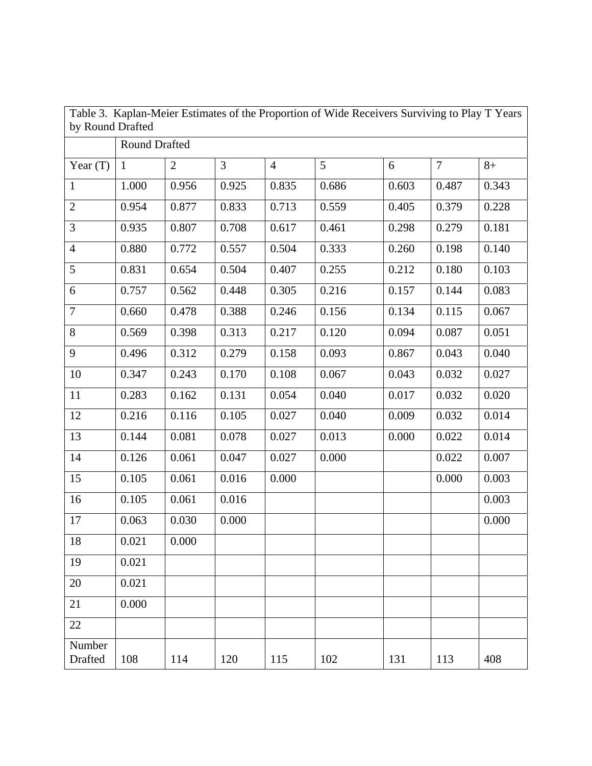Table 3. Kaplan-Meier Estimates of the Proportion of Wide Receivers Surviving to Play T Years by Round Drafted

| | Round Drafted | | | | | | | |
|---|---|---|---|---|---|---|---|---|
| Year (T) | 1 | 2 | 3 | 4 | 5 | 6 | 7 | 8+ |
| 1 | 1.000 | 0.956 | 0.925 | 0.835 | 0.686 | 0.603 | 0.487 | 0.343 |
| 2 | 0.954 | 0.877 | 0.833 | 0.713 | 0.559 | 0.405 | 0.379 | 0.228 |
| 3 | 0.935 | 0.807 | 0.708 | 0.617 | 0.461 | 0.298 | 0.279 | 0.181 |
| 4 | 0.880 | 0.772 | 0.557 | 0.504 | 0.333 | 0.260 | 0.198 | 0.140 |
| 5 | 0.831 | 0.654 | 0.504 | 0.407 | 0.255 | 0.212 | 0.180 | 0.103 |
| 6 | 0.757 | 0.562 | 0.448 | 0.305 | 0.216 | 0.157 | 0.144 | 0.083 |
| 7 | 0.660 | 0.478 | 0.388 | 0.246 | 0.156 | 0.134 | 0.115 | 0.067 |
| 8 | 0.569 | 0.398 | 0.313 | 0.217 | 0.120 | 0.094 | 0.087 | 0.051 |
| 9 | 0.496 | 0.312 | 0.279 | 0.158 | 0.093 | 0.867 | 0.043 | 0.040 |
| 10 | 0.347 | 0.243 | 0.170 | 0.108 | 0.067 | 0.043 | 0.032 | 0.027 |
| 11 | 0.283 | 0.162 | 0.131 | 0.054 | 0.040 | 0.017 | 0.032 | 0.020 |
| 12 | 0.216 | 0.116 | 0.105 | 0.027 | 0.040 | 0.009 | 0.032 | 0.014 |
| 13 | 0.144 | 0.081 | 0.078 | 0.027 | 0.013 | 0.000 | 0.022 | 0.014 |
| 14 | 0.126 | 0.061 | 0.047 | 0.027 | 0.000 | | 0.022 | 0.007 |
| 15 | 0.105 | 0.061 | 0.016 | 0.000 | | | 0.000 | 0.003 |
| 16 | 0.105 | 0.061 | 0.016 | | | | | 0.003 |
| 17 | 0.063 | 0.030 | 0.000 | | | | | 0.000 |
| 18 | 0.021 | 0.000 | | | | | | |
| 19 | 0.021 | | | | | | | |
| 20 | 0.021 | | | | | | | |
| 21 | 0.000 | | | | | | | |
| 22 | | | | | | | | |
| Number Drafted | 108 | 114 | 120 | 115 | 102 | 131 | 113 | 408 |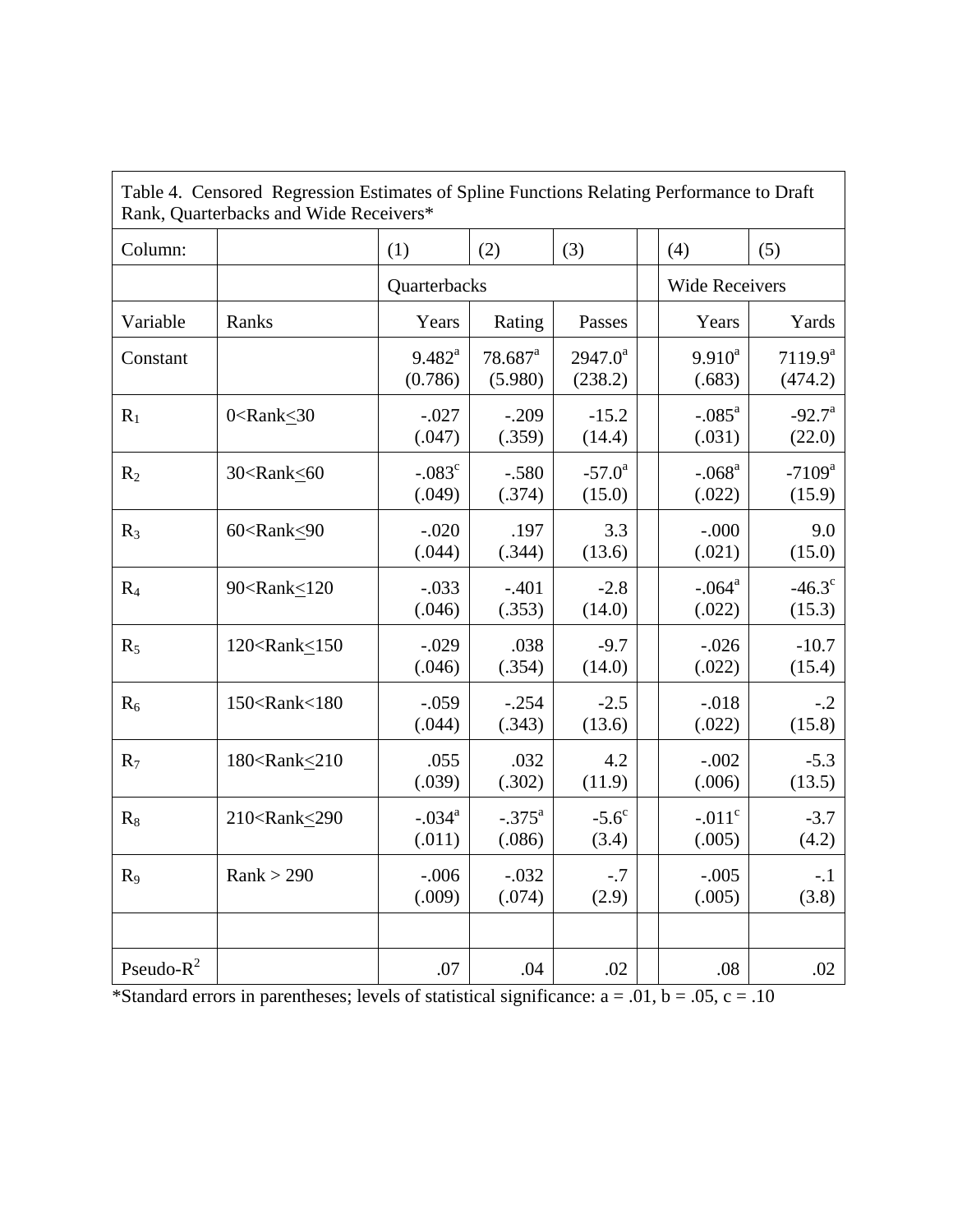Table 4. Censored Regression Estimates of Spline Functions Relating Performance to Draft Rank, Quarterbacks and Wide Receivers*

| Column: | | (1) | (2) | (3) | | (4) | (5) |
|---|---|---|---|---|---|---|---|
| | | Quarterbacks | | | | Wide Receivers | |
| Variable | Ranks | Years | Rating | Passes | | Years | Yards |
| Constant | | 9.482[a] (0.786) | 78.687[a] (5.980) | 2947.0[a] (238.2) | | 9.910[a] (.683) | 7119.9[a] (474.2) |
| $R_1$ | 0<Rank≤30 | -.027 (.047) | -.209 (.359) | -15.2 (14.4) | | -.085[a] (.031) | -92.7[a] (22.0) |
| $R_2$ | 30<Rank≤60 | -.083[c] (.049) | -.580 (.374) | -57.0[a] (15.0) | | -.068[a] (.022) | -7109[a] (15.9) |
| $R_3$ | 60<Rank≤90 | -.020 (.044) | .197 (.344) | 3.3 (13.6) | | -.000 (.021) | 9.0 (15.0) |
| $R_4$ | 90<Rank≤120 | -.033 (.046) | -.401 (.353) | -2.8 (14.0) | | -.064[a] (.022) | -46.3[c] (15.3) |
| $R_5$ | 120<Rank≤150 | -.029 (.046) | .038 (.354) | -9.7 (14.0) | | -.026 (.022) | -10.7 (15.4) |
| $R_6$ | 150<Rank<180 | -.059 (.044) | -.254 (.343) | -2.5 (13.6) | | -.018 (.022) | -.2 (15.8) |
| $R_7$ | 180<Rank≤210 | .055 (.039) | .032 (.302) | 4.2 (11.9) | | -.002 (.006) | -5.3 (13.5) |
| $R_8$ | 210<Rank≤290 | -.034[a] (.011) | -.375[a] (.086) | -5.6[c] (3.4) | | -.011[c] (.005) | -3.7 (4.2) |
| $R_9$ | Rank > 290 | -.006 (.009) | -.032 (.074) | -.7 (2.9) | | -.005 (.005) | -.1 (3.8) |
| | | | | | | | |
| Pseudo-$R^2$ | | .07 | .04 | .02 | | .08 | .02 |

*Standard errors in parentheses; levels of statistical significance: a = .01, b = .05, c = .10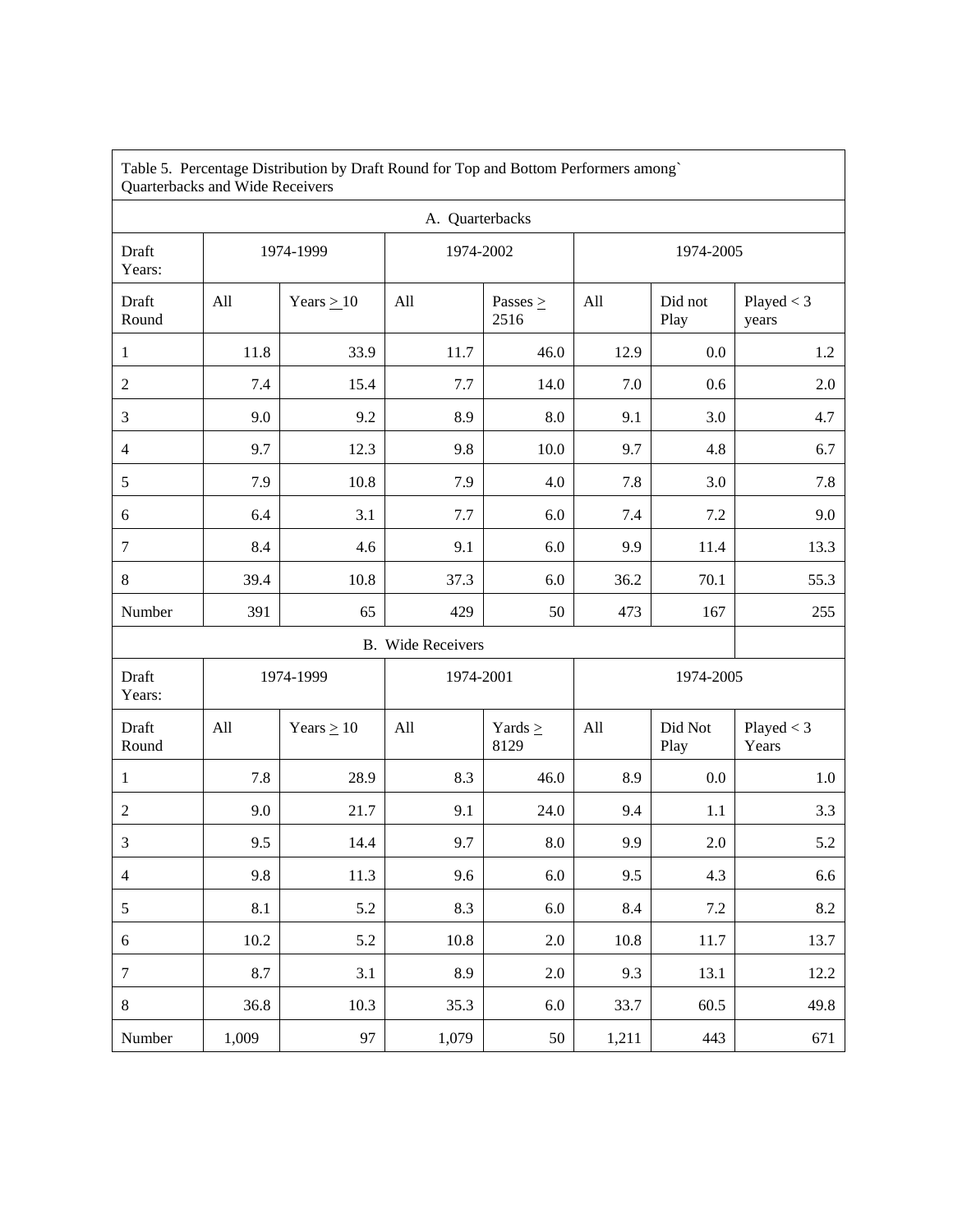Table 5. Percentage Distribution by Draft Round for Top and Bottom Performers among` Quarterbacks and Wide Receivers

A. Quarterbacks

| Draft Years: | 1974-1999 | | 1974-2002 | | 1974-2005 | | |
|---|---|---|---|---|---|---|---|
| Draft Round | All | Years ≥ 10 | All | Passes ≥ 2516 | All | Did not Play | Played < 3 years |
| 1 | 11.8 | 33.9 | 11.7 | 46.0 | 12.9 | 0.0 | 1.2 |
| 2 | 7.4 | 15.4 | 7.7 | 14.0 | 7.0 | 0.6 | 2.0 |
| 3 | 9.0 | 9.2 | 8.9 | 8.0 | 9.1 | 3.0 | 4.7 |
| 4 | 9.7 | 12.3 | 9.8 | 10.0 | 9.7 | 4.8 | 6.7 |
| 5 | 7.9 | 10.8 | 7.9 | 4.0 | 7.8 | 3.0 | 7.8 |
| 6 | 6.4 | 3.1 | 7.7 | 6.0 | 7.4 | 7.2 | 9.0 |
| 7 | 8.4 | 4.6 | 9.1 | 6.0 | 9.9 | 11.4 | 13.3 |
| 8 | 39.4 | 10.8 | 37.3 | 6.0 | 36.2 | 70.1 | 55.3 |
| Number | 391 | 65 | 429 | 50 | 473 | 167 | 255 |

B. Wide Receivers

| Draft Years: | 1974-1999 | | 1974-2001 | | 1974-2005 | | |
|---|---|---|---|---|---|---|---|
| Draft Round | All | Years ≥ 10 | All | Yards ≥ 8129 | All | Did Not Play | Played < 3 Years |
| 1 | 7.8 | 28.9 | 8.3 | 46.0 | 8.9 | 0.0 | 1.0 |
| 2 | 9.0 | 21.7 | 9.1 | 24.0 | 9.4 | 1.1 | 3.3 |
| 3 | 9.5 | 14.4 | 9.7 | 8.0 | 9.9 | 2.0 | 5.2 |
| 4 | 9.8 | 11.3 | 9.6 | 6.0 | 9.5 | 4.3 | 6.6 |
| 5 | 8.1 | 5.2 | 8.3 | 6.0 | 8.4 | 7.2 | 8.2 |
| 6 | 10.2 | 5.2 | 10.8 | 2.0 | 10.8 | 11.7 | 13.7 |
| 7 | 8.7 | 3.1 | 8.9 | 2.0 | 9.3 | 13.1 | 12.2 |
| 8 | 36.8 | 10.3 | 35.3 | 6.0 | 33.7 | 60.5 | 49.8 |
| Number | 1,009 | 97 | 1,079 | 50 | 1,211 | 443 | 671 |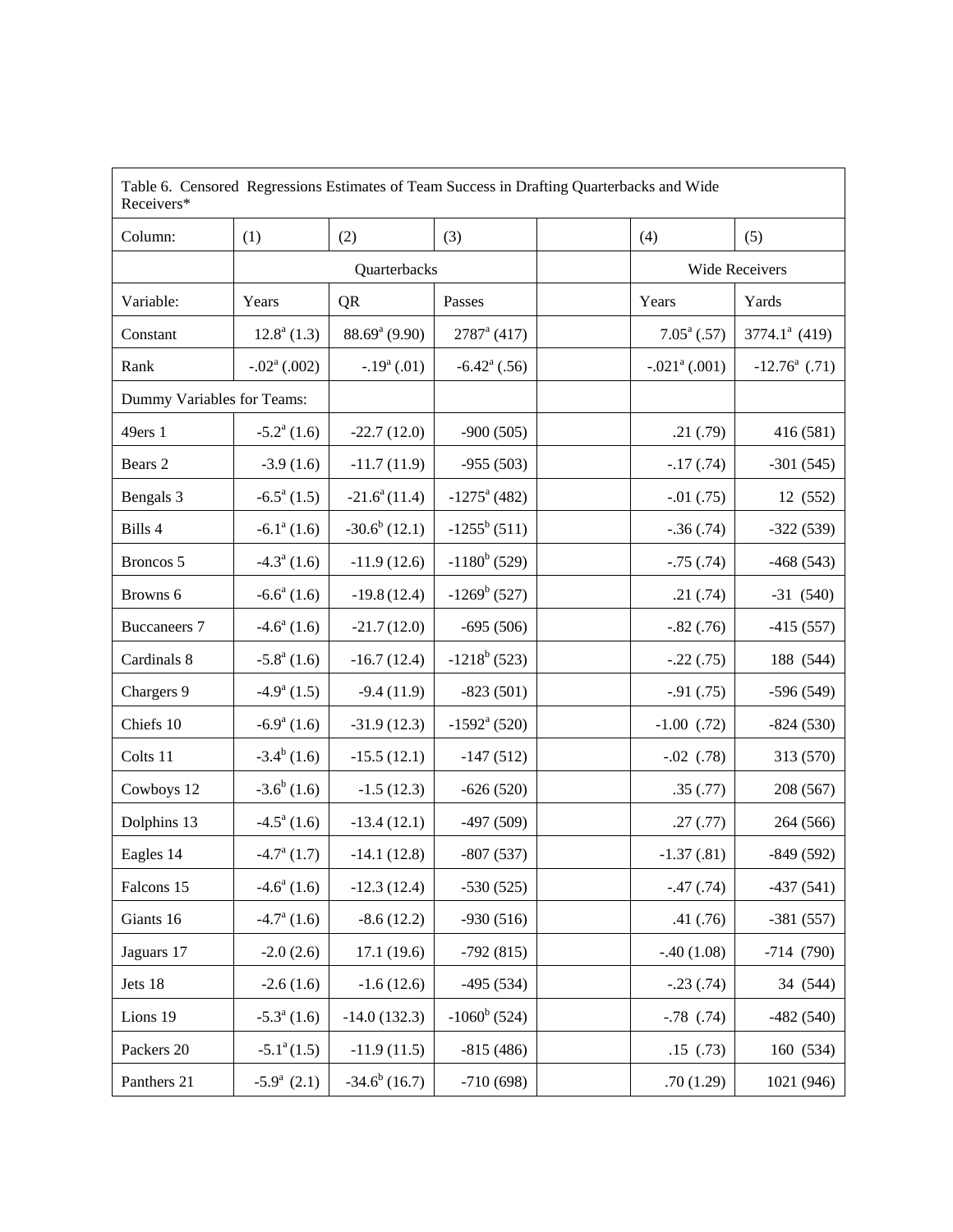Table 6. Censored Regressions Estimates of Team Success in Drafting Quarterbacks and Wide Receivers*

| Column: | (1) | (2) | (3) | | (4) | (5) |
|---|---|---|---|---|---|---|
| | Quarterbacks | | | | Wide Receivers | |
| Variable: | Years | QR | Passes | | Years | Yards |
| Constant | 12.8[a] (1.3) | 88.69[a] (9.90) | 2787[a] (417) | | 7.05[a] (.57) | 3774.1[a] (419) |
| Rank | -.02[a] (.002) | -.19[a] (.01) | -6.42[a] (.56) | | -.021[a] (.001) | -12.76[a] (.71) |
| Dummy Variables for Teams: | | | | | | |
| 49ers 1 | -5.2[a] (1.6) | -22.7 (12.0) | -900 (505) | | .21 (.79) | 416 (581) |
| Bears 2 | -3.9 (1.6) | -11.7 (11.9) | -955 (503) | | -.17 (.74) | -301 (545) |
| Bengals 3 | -6.5[a] (1.5) | -21.6[a] (11.4) | -1275[a] (482) | | -.01 (.75) | 12 (552) |
| Bills 4 | -6.1[a] (1.6) | -30.6[b] (12.1) | -1255[b] (511) | | -.36 (.74) | -322 (539) |
| Broncos 5 | -4.3[a] (1.6) | -11.9 (12.6) | -1180[b] (529) | | -.75 (.74) | -468 (543) |
| Browns 6 | -6.6[a] (1.6) | -19.8 (12.4) | -1269[b] (527) | | .21 (.74) | -31 (540) |
| Buccaneers 7 | -4.6[a] (1.6) | -21.7 (12.0) | -695 (506) | | -.82 (.76) | -415 (557) |
| Cardinals 8 | -5.8[a] (1.6) | -16.7 (12.4) | -1218[b] (523) | | -.22 (.75) | 188 (544) |
| Chargers 9 | -4.9[a] (1.5) | -9.4 (11.9) | -823 (501) | | -.91 (.75) | -596 (549) |
| Chiefs 10 | -6.9[a] (1.6) | -31.9 (12.3) | -1592[a] (520) | | -1.00 (.72) | -824 (530) |
| Colts 11 | -3.4[b] (1.6) | -15.5 (12.1) | -147 (512) | | -.02 (.78) | 313 (570) |
| Cowboys 12 | -3.6[b] (1.6) | -1.5 (12.3) | -626 (520) | | .35 (.77) | 208 (567) |
| Dolphins 13 | -4.5[a] (1.6) | -13.4 (12.1) | -497 (509) | | .27 (.77) | 264 (566) |
| Eagles 14 | -4.7[a] (1.7) | -14.1 (12.8) | -807 (537) | | -1.37 (.81) | -849 (592) |
| Falcons 15 | -4.6[a] (1.6) | -12.3 (12.4) | -530 (525) | | -.47 (.74) | -437 (541) |
| Giants 16 | -4.7[a] (1.6) | -8.6 (12.2) | -930 (516) | | .41 (.76) | -381 (557) |
| Jaguars 17 | -2.0 (2.6) | 17.1 (19.6) | -792 (815) | | -.40 (1.08) | -714 (790) |
| Jets 18 | -2.6 (1.6) | -1.6 (12.6) | -495 (534) | | -.23 (.74) | 34 (544) |
| Lions 19 | -5.3[a] (1.6) | -14.0 (132.3) | -1060[b] (524) | | -.78 (.74) | -482 (540) |
| Packers 20 | -5.1[a] (1.5) | -11.9 (11.5) | -815 (486) | | .15 (.73) | 160 (534) |
| Panthers 21 | -5.9[a] (2.1) | -34.6[b] (16.7) | -710 (698) | | .70 (1.29) | 1021 (946) |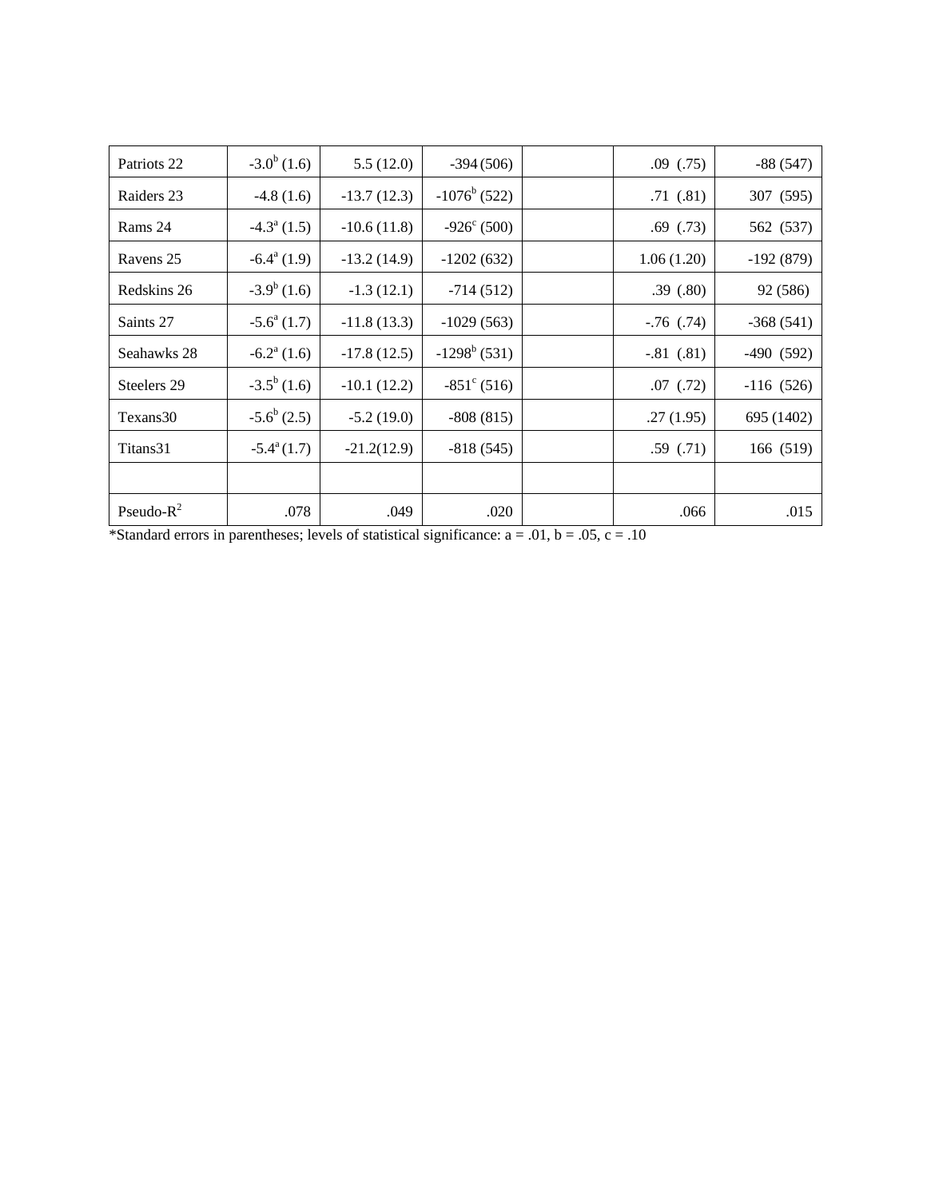| | | | | | | |
|---|---|---|---|---|---|---|
| Patriots 22 | -3.0[b] (1.6) | 5.5 (12.0) | -394 (506) | | .09 (.75) | -88 (547) |
| Raiders 23 | -4.8 (1.6) | -13.7 (12.3) | -1076[b] (522) | | .71 (.81) | 307 (595) |
| Rams 24 | -4.3[a] (1.5) | -10.6 (11.8) | -926[c] (500) | | .69 (.73) | 562 (537) |
| Ravens 25 | -6.4[a] (1.9) | -13.2 (14.9) | -1202 (632) | | 1.06 (1.20) | -192 (879) |
| Redskins 26 | -3.9[b] (1.6) | -1.3 (12.1) | -714 (512) | | .39 (.80) | 92 (586) |
| Saints 27 | -5.6[a] (1.7) | -11.8 (13.3) | -1029 (563) | | -.76 (.74) | -368 (541) |
| Seahawks 28 | -6.2[a] (1.6) | -17.8 (12.5) | -1298[b] (531) | | -.81 (.81) | -490 (592) |
| Steelers 29 | -3.5[b] (1.6) | -10.1 (12.2) | -851[c] (516) | | .07 (.72) | -116 (526) |
| Texans30 | -5.6[b] (2.5) | -5.2 (19.0) | -808 (815) | | .27 (1.95) | 695 (1402) |
| Titans31 | -5.4[a] (1.7) | -21.2(12.9) | -818 (545) | | .59 (.71) | 166 (519) |
| | | | | | | |
| Pseudo-$R^2$ | .078 | .049 | .020 | | .066 | .015 |

*Standard errors in parentheses; levels of statistical significance: a = .01, b = .05, c = .10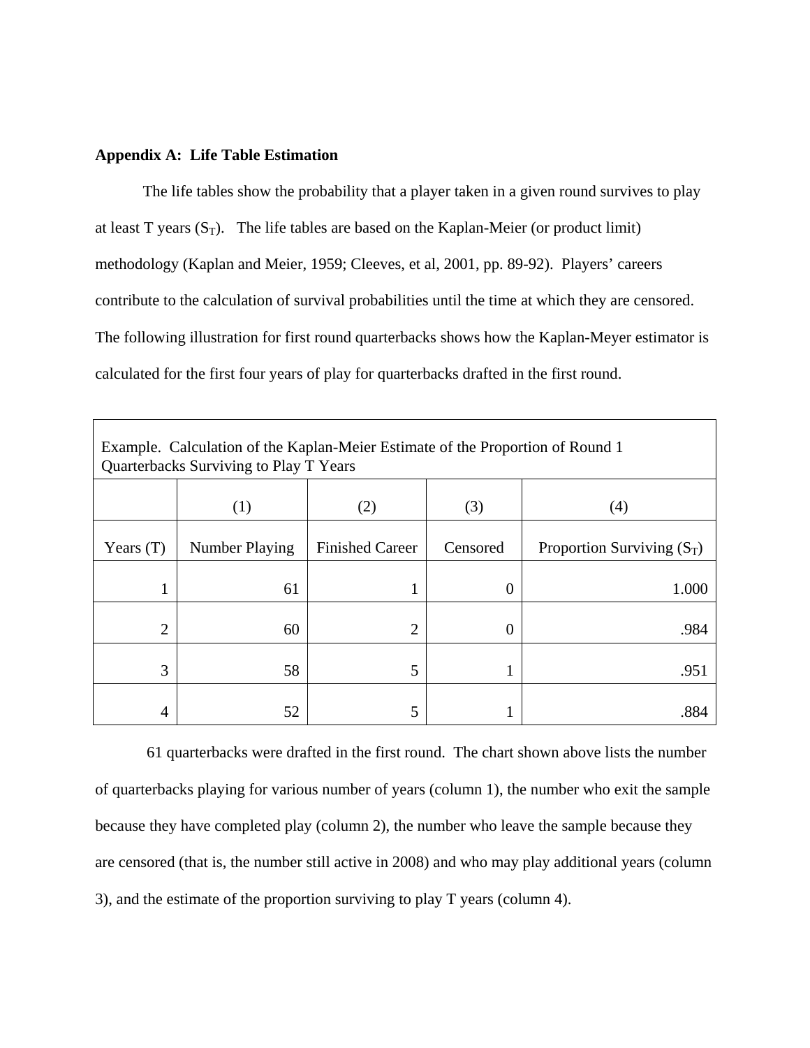**Appendix A: Life Table Estimation**

The life tables show the probability that a player taken in a given round survives to play at least T years ($S_T$). The life tables are based on the Kaplan-Meier (or product limit) methodology (Kaplan and Meier, 1959; Cleeves, et al, 2001, pp. 89-92). Players' careers contribute to the calculation of survival probabilities until the time at which they are censored. The following illustration for first round quarterbacks shows how the Kaplan-Meyer estimator is calculated for the first four years of play for quarterbacks drafted in the first round.

Example. Calculation of the Kaplan-Meier Estimate of the Proportion of Round 1 Quarterbacks Surviving to Play T Years

| | (1) | (2) | (3) | (4) |
|---|---|---|---|---|
| Years (T) | Number Playing | Finished Career | Censored | Proportion Surviving ($S_T$) |
| 1 | 61 | 1 | 0 | 1.000 |
| 2 | 60 | 2 | 0 | .984 |
| 3 | 58 | 5 | 1 | .951 |
| 4 | 52 | 5 | 1 | .884 |

61 quarterbacks were drafted in the first round. The chart shown above lists the number of quarterbacks playing for various number of years (column 1), the number who exit the sample because they have completed play (column 2), the number who leave the sample because they are censored (that is, the number still active in 2008) and who may play additional years (column 3), and the estimate of the proportion surviving to play T years (column 4).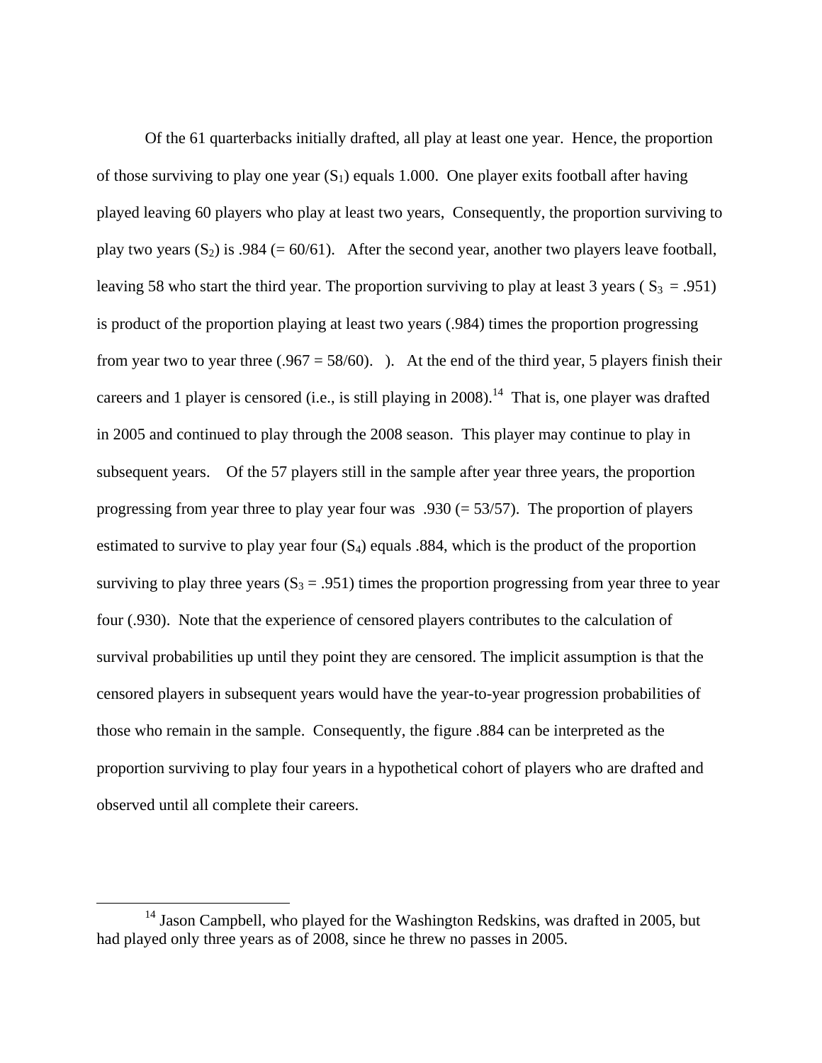Of the 61 quarterbacks initially drafted, all play at least one year. Hence, the proportion of those surviving to play one year ($S_1$) equals 1.000. One player exits football after having played leaving 60 players who play at least two years, Consequently, the proportion surviving to play two years ($S_2$) is .984 (= 60/61). After the second year, another two players leave football, leaving 58 who start the third year. The proportion surviving to play at least 3 years ( $S_3$ = .951) is product of the proportion playing at least two years (.984) times the proportion progressing from year two to year three (.967 = 58/60). ). At the end of the third year, 5 players finish their careers and 1 player is censored (i.e., is still playing in 2008).[14] That is, one player was drafted in 2005 and continued to play through the 2008 season. This player may continue to play in subsequent years. Of the 57 players still in the sample after year three years, the proportion progressing from year three to play year four was .930 (= 53/57). The proportion of players estimated to survive to play year four ($S_4$) equals .884, which is the product of the proportion surviving to play three years ($S_3$ = .951) times the proportion progressing from year three to year four (.930). Note that the experience of censored players contributes to the calculation of survival probabilities up until they point they are censored. The implicit assumption is that the censored players in subsequent years would have the year-to-year progression probabilities of those who remain in the sample. Consequently, the figure .884 can be interpreted as the proportion surviving to play four years in a hypothetical cohort of players who are drafted and observed until all complete their careers.

---

[14] Jason Campbell, who played for the Washington Redskins, was drafted in 2005, but had played only three years as of 2008, since he threw no passes in 2005.